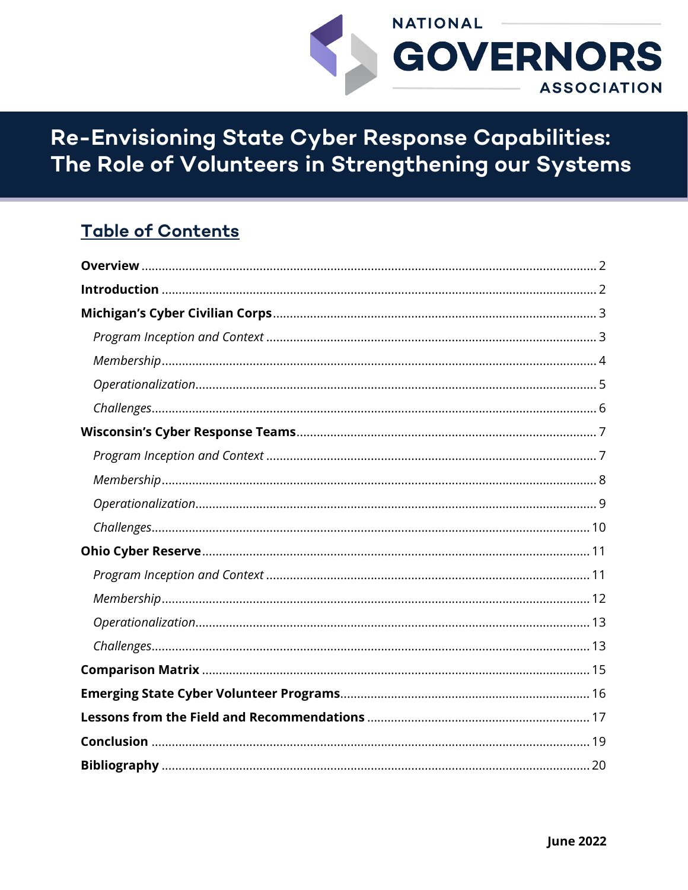NATIONAL GOVERNORS ASSOCIATION

# Re-Envisioning State Cyber Response Capabilities: The Role of Volunteers in Strengthening our Systems

## Table of Contents

**Overview** ........ 2
**Introduction** ........ 2
**Michigan's Cyber Civilian Corps** ........ 3
- *Program Inception and Context* ........ 3
- *Membership* ........ 4
- *Operationalization* ........ 5
- *Challenges* ........ 6

**Wisconsin's Cyber Response Teams** ........ 7
- *Program Inception and Context* ........ 7
- *Membership* ........ 8
- *Operationalization* ........ 9
- *Challenges* ........ 10

**Ohio Cyber Reserve** ........ 11
- *Program Inception and Context* ........ 11
- *Membership* ........ 12
- *Operationalization* ........ 13
- *Challenges* ........ 13

**Comparison Matrix** ........ 15
**Emerging State Cyber Volunteer Programs** ........ 16
**Lessons from the Field and Recommendations** ........ 17
**Conclusion** ........ 19
**Bibliography** ........ 20

**June 2022**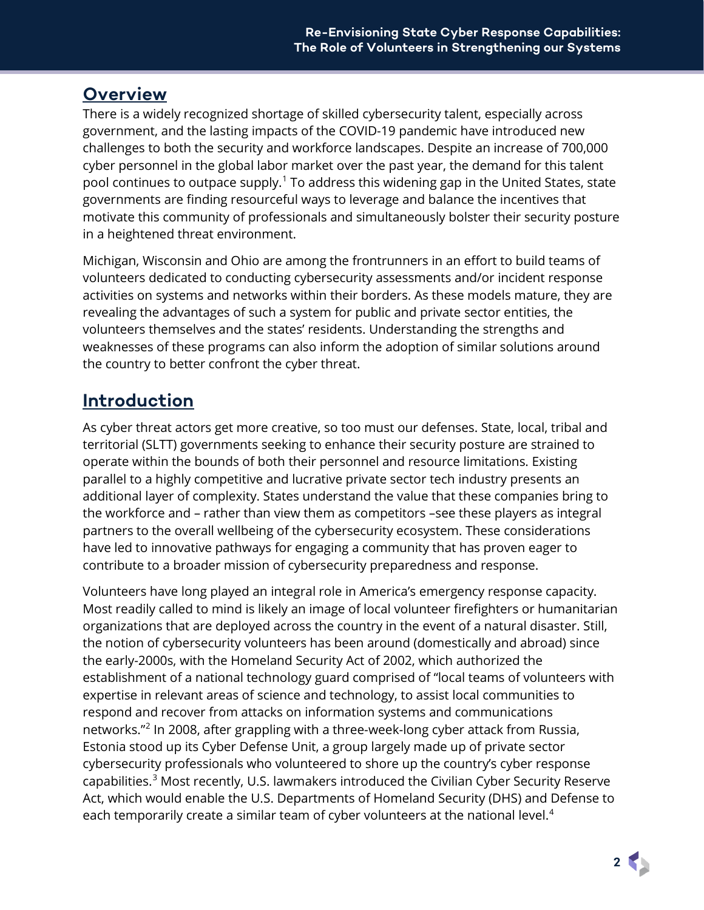## Overview

There is a widely recognized shortage of skilled cybersecurity talent, especially across government, and the lasting impacts of the COVID-19 pandemic have introduced new challenges to both the security and workforce landscapes. Despite an increase of 700,000 cyber personnel in the global labor market over the past year, the demand for this talent pool continues to outpace supply.[1] To address this widening gap in the United States, state governments are finding resourceful ways to leverage and balance the incentives that motivate this community of professionals and simultaneously bolster their security posture in a heightened threat environment.

Michigan, Wisconsin and Ohio are among the frontrunners in an effort to build teams of volunteers dedicated to conducting cybersecurity assessments and/or incident response activities on systems and networks within their borders. As these models mature, they are revealing the advantages of such a system for public and private sector entities, the volunteers themselves and the states' residents. Understanding the strengths and weaknesses of these programs can also inform the adoption of similar solutions around the country to better confront the cyber threat.

## Introduction

As cyber threat actors get more creative, so too must our defenses. State, local, tribal and territorial (SLTT) governments seeking to enhance their security posture are strained to operate within the bounds of both their personnel and resource limitations. Existing parallel to a highly competitive and lucrative private sector tech industry presents an additional layer of complexity. States understand the value that these companies bring to the workforce and – rather than view them as competitors –see these players as integral partners to the overall wellbeing of the cybersecurity ecosystem. These considerations have led to innovative pathways for engaging a community that has proven eager to contribute to a broader mission of cybersecurity preparedness and response.

Volunteers have long played an integral role in America's emergency response capacity. Most readily called to mind is likely an image of local volunteer firefighters or humanitarian organizations that are deployed across the country in the event of a natural disaster. Still, the notion of cybersecurity volunteers has been around (domestically and abroad) since the early-2000s, with the Homeland Security Act of 2002, which authorized the establishment of a national technology guard comprised of "local teams of volunteers with expertise in relevant areas of science and technology, to assist local communities to respond and recover from attacks on information systems and communications networks."[2] In 2008, after grappling with a three-week-long cyber attack from Russia, Estonia stood up its Cyber Defense Unit, a group largely made up of private sector cybersecurity professionals who volunteered to shore up the country's cyber response capabilities.[3] Most recently, U.S. lawmakers introduced the Civilian Cyber Security Reserve Act, which would enable the U.S. Departments of Homeland Security (DHS) and Defense to each temporarily create a similar team of cyber volunteers at the national level.[4]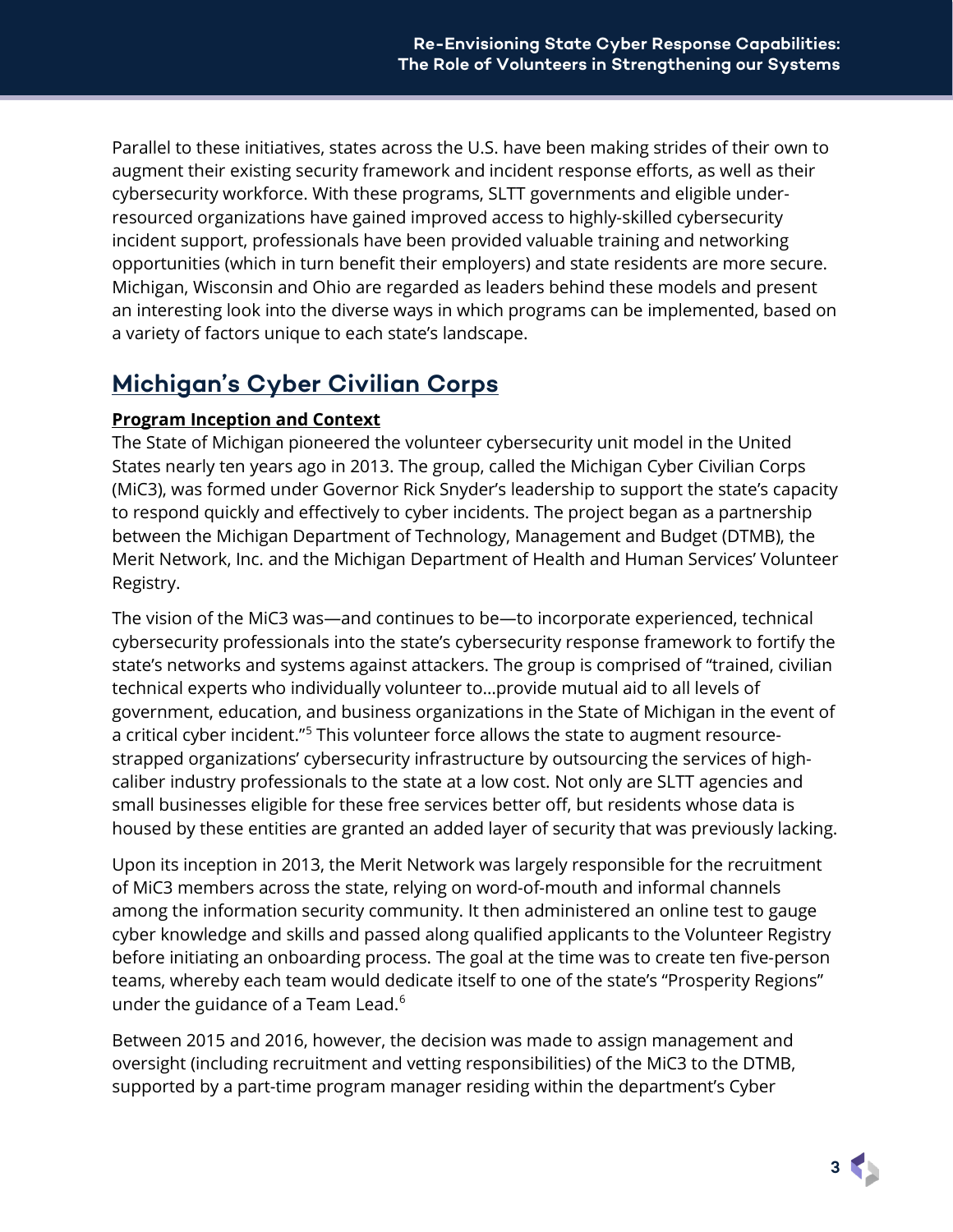Parallel to these initiatives, states across the U.S. have been making strides of their own to augment their existing security framework and incident response efforts, as well as their cybersecurity workforce. With these programs, SLTT governments and eligible under-resourced organizations have gained improved access to highly-skilled cybersecurity incident support, professionals have been provided valuable training and networking opportunities (which in turn benefit their employers) and state residents are more secure. Michigan, Wisconsin and Ohio are regarded as leaders behind these models and present an interesting look into the diverse ways in which programs can be implemented, based on a variety of factors unique to each state's landscape.

## Michigan's Cyber Civilian Corps

### Program Inception and Context

The State of Michigan pioneered the volunteer cybersecurity unit model in the United States nearly ten years ago in 2013. The group, called the Michigan Cyber Civilian Corps (MiC3), was formed under Governor Rick Snyder's leadership to support the state's capacity to respond quickly and effectively to cyber incidents. The project began as a partnership between the Michigan Department of Technology, Management and Budget (DTMB), the Merit Network, Inc. and the Michigan Department of Health and Human Services' Volunteer Registry.

The vision of the MiC3 was—and continues to be—to incorporate experienced, technical cybersecurity professionals into the state's cybersecurity response framework to fortify the state's networks and systems against attackers. The group is comprised of "trained, civilian technical experts who individually volunteer to…provide mutual aid to all levels of government, education, and business organizations in the State of Michigan in the event of a critical cyber incident."[5] This volunteer force allows the state to augment resource-strapped organizations' cybersecurity infrastructure by outsourcing the services of high-caliber industry professionals to the state at a low cost. Not only are SLTT agencies and small businesses eligible for these free services better off, but residents whose data is housed by these entities are granted an added layer of security that was previously lacking.

Upon its inception in 2013, the Merit Network was largely responsible for the recruitment of MiC3 members across the state, relying on word-of-mouth and informal channels among the information security community. It then administered an online test to gauge cyber knowledge and skills and passed along qualified applicants to the Volunteer Registry before initiating an onboarding process. The goal at the time was to create ten five-person teams, whereby each team would dedicate itself to one of the state's "Prosperity Regions" under the guidance of a Team Lead.[6]

Between 2015 and 2016, however, the decision was made to assign management and oversight (including recruitment and vetting responsibilities) of the MiC3 to the DTMB, supported by a part-time program manager residing within the department's Cyber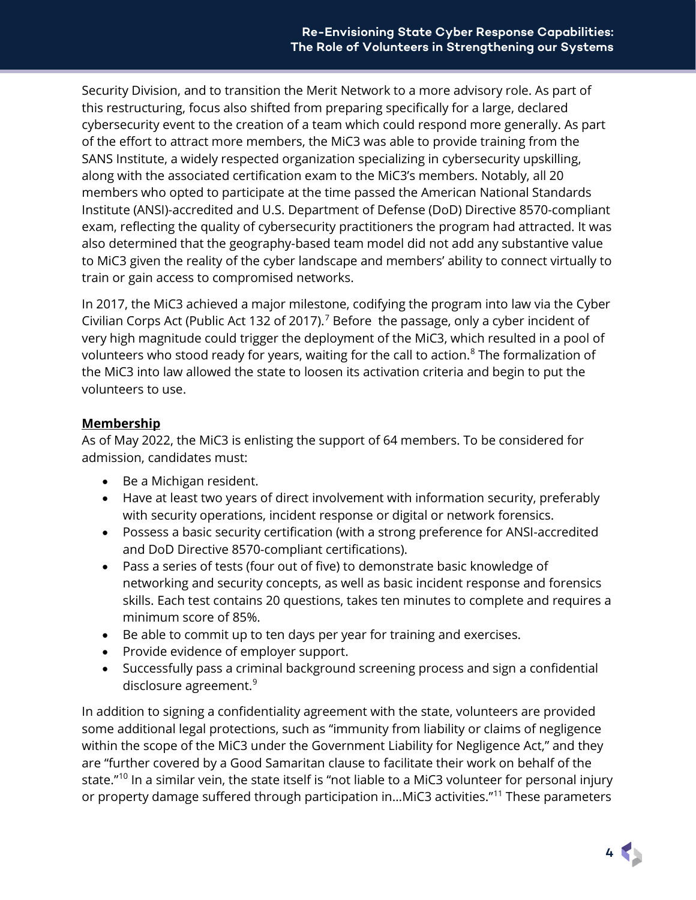Security Division, and to transition the Merit Network to a more advisory role. As part of this restructuring, focus also shifted from preparing specifically for a large, declared cybersecurity event to the creation of a team which could respond more generally. As part of the effort to attract more members, the MiC3 was able to provide training from the SANS Institute, a widely respected organization specializing in cybersecurity upskilling, along with the associated certification exam to the MiC3's members. Notably, all 20 members who opted to participate at the time passed the American National Standards Institute (ANSI)-accredited and U.S. Department of Defense (DoD) Directive 8570-compliant exam, reflecting the quality of cybersecurity practitioners the program had attracted. It was also determined that the geography-based team model did not add any substantive value to MiC3 given the reality of the cyber landscape and members' ability to connect virtually to train or gain access to compromised networks.

In 2017, the MiC3 achieved a major milestone, codifying the program into law via the Cyber Civilian Corps Act (Public Act 132 of 2017).[7] Before the passage, only a cyber incident of very high magnitude could trigger the deployment of the MiC3, which resulted in a pool of volunteers who stood ready for years, waiting for the call to action.[8] The formalization of the MiC3 into law allowed the state to loosen its activation criteria and begin to put the volunteers to use.

**Membership**

As of May 2022, the MiC3 is enlisting the support of 64 members. To be considered for admission, candidates must:

- Be a Michigan resident.
- Have at least two years of direct involvement with information security, preferably with security operations, incident response or digital or network forensics.
- Possess a basic security certification (with a strong preference for ANSI-accredited and DoD Directive 8570-compliant certifications).
- Pass a series of tests (four out of five) to demonstrate basic knowledge of networking and security concepts, as well as basic incident response and forensics skills. Each test contains 20 questions, takes ten minutes to complete and requires a minimum score of 85%.
- Be able to commit up to ten days per year for training and exercises.
- Provide evidence of employer support.
- Successfully pass a criminal background screening process and sign a confidential disclosure agreement.[9]

In addition to signing a confidentiality agreement with the state, volunteers are provided some additional legal protections, such as "immunity from liability or claims of negligence within the scope of the MiC3 under the Government Liability for Negligence Act," and they are "further covered by a Good Samaritan clause to facilitate their work on behalf of the state."[10] In a similar vein, the state itself is "not liable to a MiC3 volunteer for personal injury or property damage suffered through participation in…MiC3 activities."[11] These parameters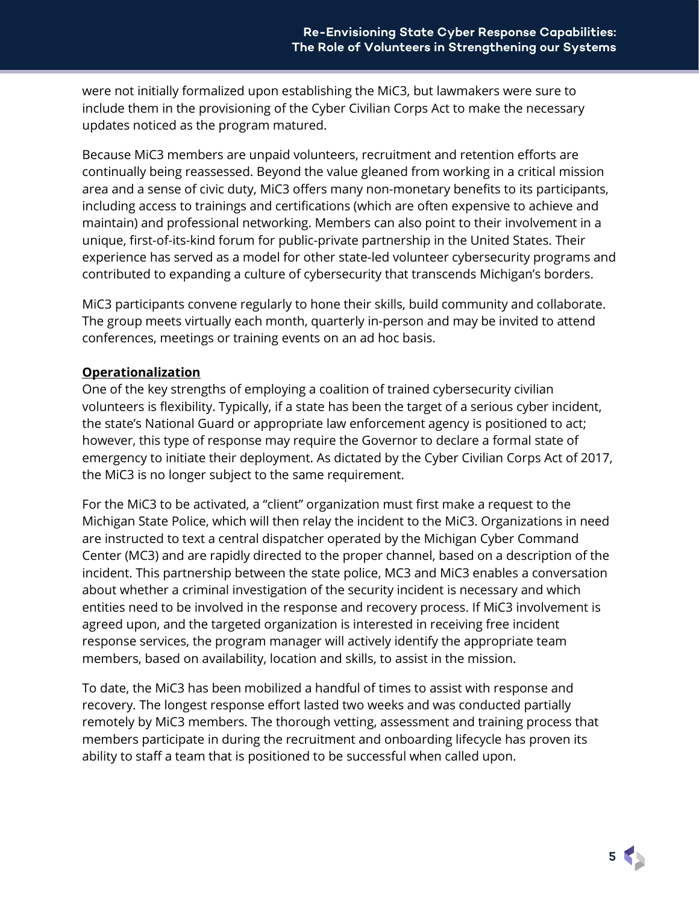were not initially formalized upon establishing the MiC3, but lawmakers were sure to include them in the provisioning of the Cyber Civilian Corps Act to make the necessary updates noticed as the program matured.

Because MiC3 members are unpaid volunteers, recruitment and retention efforts are continually being reassessed. Beyond the value gleaned from working in a critical mission area and a sense of civic duty, MiC3 offers many non-monetary benefits to its participants, including access to trainings and certifications (which are often expensive to achieve and maintain) and professional networking. Members can also point to their involvement in a unique, first-of-its-kind forum for public-private partnership in the United States. Their experience has served as a model for other state-led volunteer cybersecurity programs and contributed to expanding a culture of cybersecurity that transcends Michigan's borders.

MiC3 participants convene regularly to hone their skills, build community and collaborate. The group meets virtually each month, quarterly in-person and may be invited to attend conferences, meetings or training events on an ad hoc basis.

**Operationalization**

One of the key strengths of employing a coalition of trained cybersecurity civilian volunteers is flexibility. Typically, if a state has been the target of a serious cyber incident, the state's National Guard or appropriate law enforcement agency is positioned to act; however, this type of response may require the Governor to declare a formal state of emergency to initiate their deployment. As dictated by the Cyber Civilian Corps Act of 2017, the MiC3 is no longer subject to the same requirement.

For the MiC3 to be activated, a "client" organization must first make a request to the Michigan State Police, which will then relay the incident to the MiC3. Organizations in need are instructed to text a central dispatcher operated by the Michigan Cyber Command Center (MC3) and are rapidly directed to the proper channel, based on a description of the incident. This partnership between the state police, MC3 and MiC3 enables a conversation about whether a criminal investigation of the security incident is necessary and which entities need to be involved in the response and recovery process. If MiC3 involvement is agreed upon, and the targeted organization is interested in receiving free incident response services, the program manager will actively identify the appropriate team members, based on availability, location and skills, to assist in the mission.

To date, the MiC3 has been mobilized a handful of times to assist with response and recovery. The longest response effort lasted two weeks and was conducted partially remotely by MiC3 members. The thorough vetting, assessment and training process that members participate in during the recruitment and onboarding lifecycle has proven its ability to staff a team that is positioned to be successful when called upon.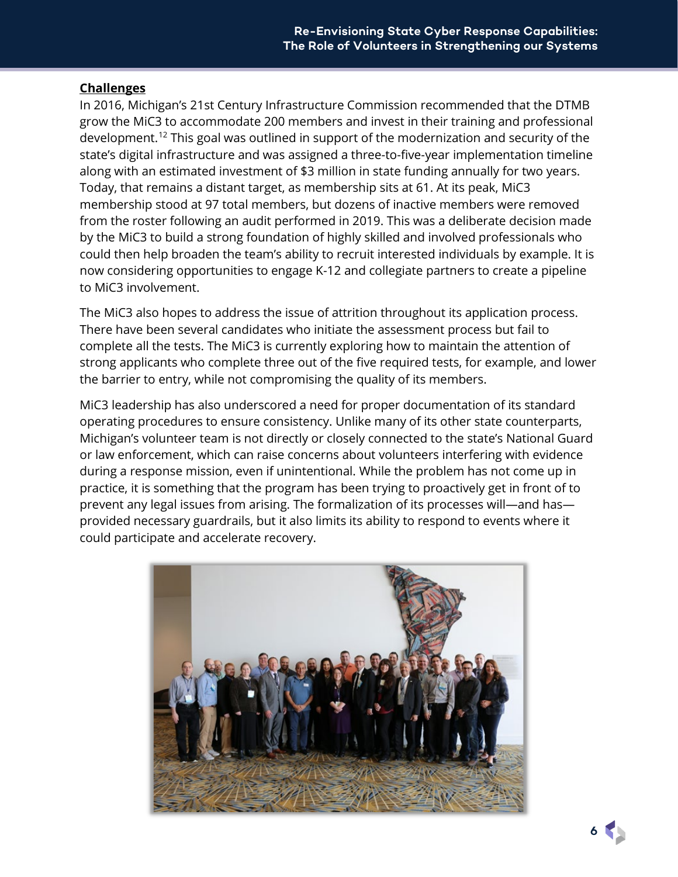**Challenges**

In 2016, Michigan's 21st Century Infrastructure Commission recommended that the DTMB grow the MiC3 to accommodate 200 members and invest in their training and professional development.[12] This goal was outlined in support of the modernization and security of the state's digital infrastructure and was assigned a three-to-five-year implementation timeline along with an estimated investment of $3 million in state funding annually for two years. Today, that remains a distant target, as membership sits at 61. At its peak, MiC3 membership stood at 97 total members, but dozens of inactive members were removed from the roster following an audit performed in 2019. This was a deliberate decision made by the MiC3 to build a strong foundation of highly skilled and involved professionals who could then help broaden the team's ability to recruit interested individuals by example. It is now considering opportunities to engage K-12 and collegiate partners to create a pipeline to MiC3 involvement.

The MiC3 also hopes to address the issue of attrition throughout its application process. There have been several candidates who initiate the assessment process but fail to complete all the tests. The MiC3 is currently exploring how to maintain the attention of strong applicants who complete three out of the five required tests, for example, and lower the barrier to entry, while not compromising the quality of its members.

MiC3 leadership has also underscored a need for proper documentation of its standard operating procedures to ensure consistency. Unlike many of its other state counterparts, Michigan's volunteer team is not directly or closely connected to the state's National Guard or law enforcement, which can raise concerns about volunteers interfering with evidence during a response mission, even if unintentional. While the problem has not come up in practice, it is something that the program has been trying to proactively get in front of to prevent any legal issues from arising. The formalization of its processes will—and has—provided necessary guardrails, but it also limits its ability to respond to events where it could participate and accelerate recovery.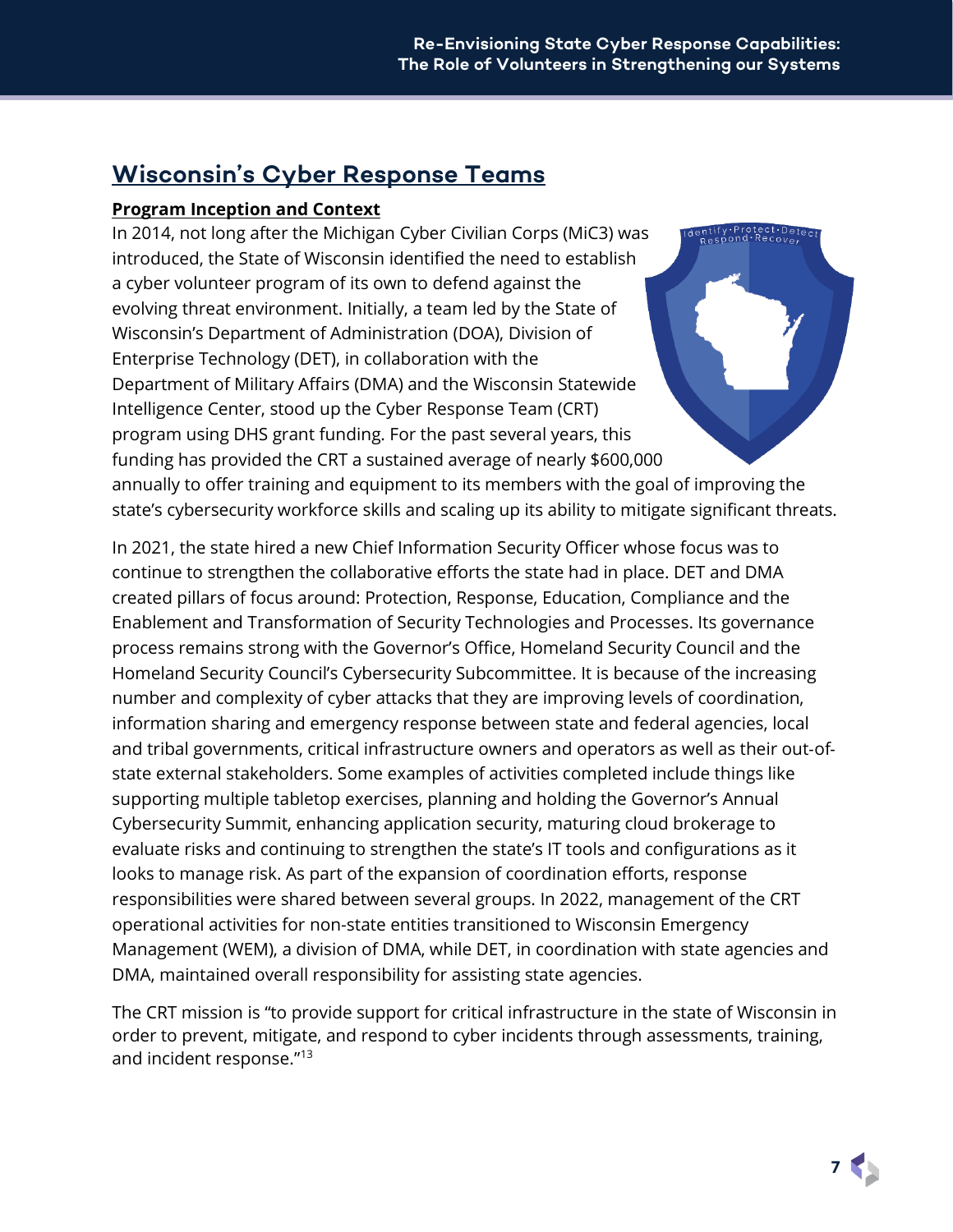## Wisconsin's Cyber Response Teams

**Program Inception and Context**

In 2014, not long after the Michigan Cyber Civilian Corps (MiC3) was introduced, the State of Wisconsin identified the need to establish a cyber volunteer program of its own to defend against the evolving threat environment. Initially, a team led by the State of Wisconsin's Department of Administration (DOA), Division of Enterprise Technology (DET), in collaboration with the Department of Military Affairs (DMA) and the Wisconsin Statewide Intelligence Center, stood up the Cyber Response Team (CRT) program using DHS grant funding. For the past several years, this funding has provided the CRT a sustained average of nearly $600,000 annually to offer training and equipment to its members with the goal of improving the state's cybersecurity workforce skills and scaling up its ability to mitigate significant threats.

In 2021, the state hired a new Chief Information Security Officer whose focus was to continue to strengthen the collaborative efforts the state had in place. DET and DMA created pillars of focus around: Protection, Response, Education, Compliance and the Enablement and Transformation of Security Technologies and Processes. Its governance process remains strong with the Governor's Office, Homeland Security Council and the Homeland Security Council's Cybersecurity Subcommittee. It is because of the increasing number and complexity of cyber attacks that they are improving levels of coordination, information sharing and emergency response between state and federal agencies, local and tribal governments, critical infrastructure owners and operators as well as their out-of-state external stakeholders. Some examples of activities completed include things like supporting multiple tabletop exercises, planning and holding the Governor's Annual Cybersecurity Summit, enhancing application security, maturing cloud brokerage to evaluate risks and continuing to strengthen the state's IT tools and configurations as it looks to manage risk. As part of the expansion of coordination efforts, response responsibilities were shared between several groups. In 2022, management of the CRT operational activities for non-state entities transitioned to Wisconsin Emergency Management (WEM), a division of DMA, while DET, in coordination with state agencies and DMA, maintained overall responsibility for assisting state agencies.

The CRT mission is "to provide support for critical infrastructure in the state of Wisconsin in order to prevent, mitigate, and respond to cyber incidents through assessments, training, and incident response."[13]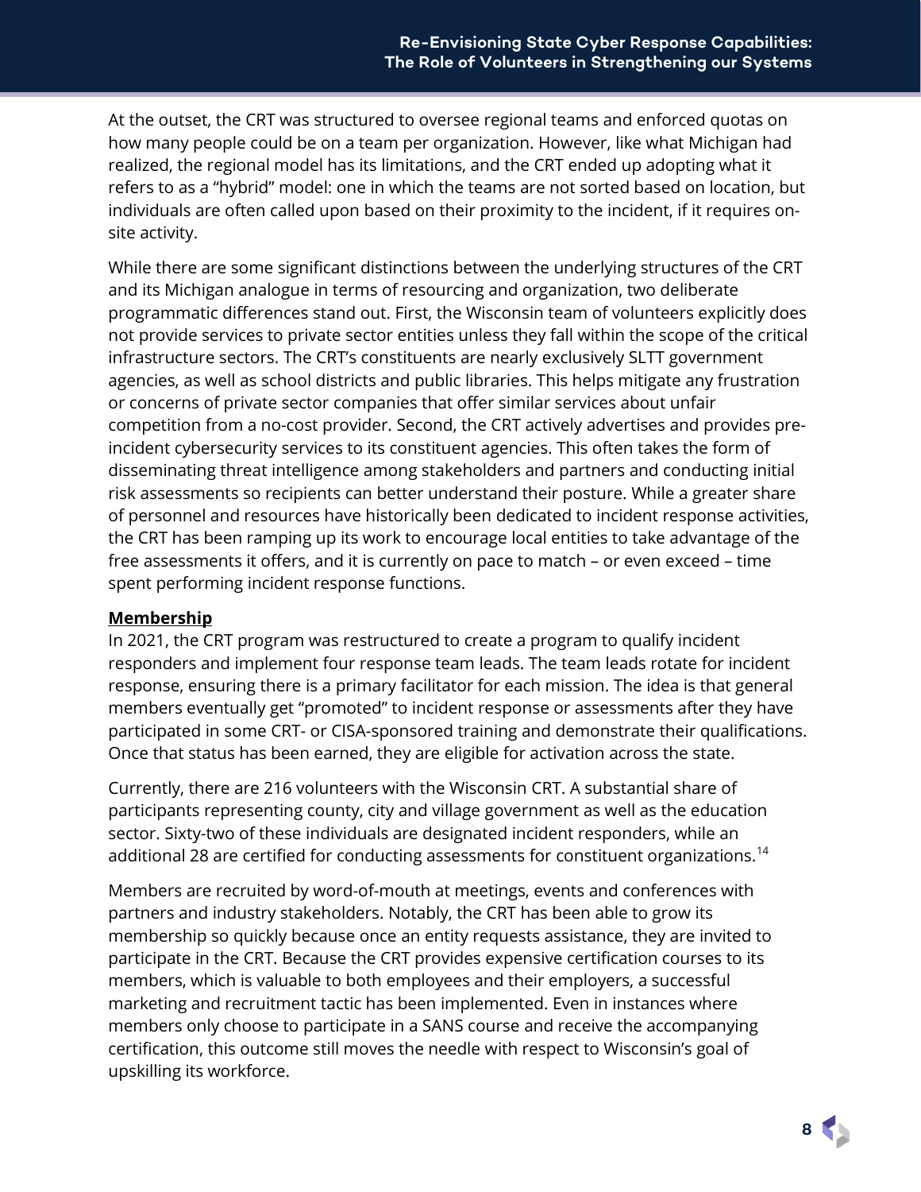At the outset, the CRT was structured to oversee regional teams and enforced quotas on how many people could be on a team per organization. However, like what Michigan had realized, the regional model has its limitations, and the CRT ended up adopting what it refers to as a "hybrid" model: one in which the teams are not sorted based on location, but individuals are often called upon based on their proximity to the incident, if it requires on-site activity.

While there are some significant distinctions between the underlying structures of the CRT and its Michigan analogue in terms of resourcing and organization, two deliberate programmatic differences stand out. First, the Wisconsin team of volunteers explicitly does not provide services to private sector entities unless they fall within the scope of the critical infrastructure sectors. The CRT's constituents are nearly exclusively SLTT government agencies, as well as school districts and public libraries. This helps mitigate any frustration or concerns of private sector companies that offer similar services about unfair competition from a no-cost provider. Second, the CRT actively advertises and provides pre-incident cybersecurity services to its constituent agencies. This often takes the form of disseminating threat intelligence among stakeholders and partners and conducting initial risk assessments so recipients can better understand their posture. While a greater share of personnel and resources have historically been dedicated to incident response activities, the CRT has been ramping up its work to encourage local entities to take advantage of the free assessments it offers, and it is currently on pace to match – or even exceed – time spent performing incident response functions.

**Membership**

In 2021, the CRT program was restructured to create a program to qualify incident responders and implement four response team leads. The team leads rotate for incident response, ensuring there is a primary facilitator for each mission. The idea is that general members eventually get "promoted" to incident response or assessments after they have participated in some CRT- or CISA-sponsored training and demonstrate their qualifications. Once that status has been earned, they are eligible for activation across the state.

Currently, there are 216 volunteers with the Wisconsin CRT. A substantial share of participants representing county, city and village government as well as the education sector. Sixty-two of these individuals are designated incident responders, while an additional 28 are certified for conducting assessments for constituent organizations.[14]

Members are recruited by word-of-mouth at meetings, events and conferences with partners and industry stakeholders. Notably, the CRT has been able to grow its membership so quickly because once an entity requests assistance, they are invited to participate in the CRT. Because the CRT provides expensive certification courses to its members, which is valuable to both employees and their employers, a successful marketing and recruitment tactic has been implemented. Even in instances where members only choose to participate in a SANS course and receive the accompanying certification, this outcome still moves the needle with respect to Wisconsin's goal of upskilling its workforce.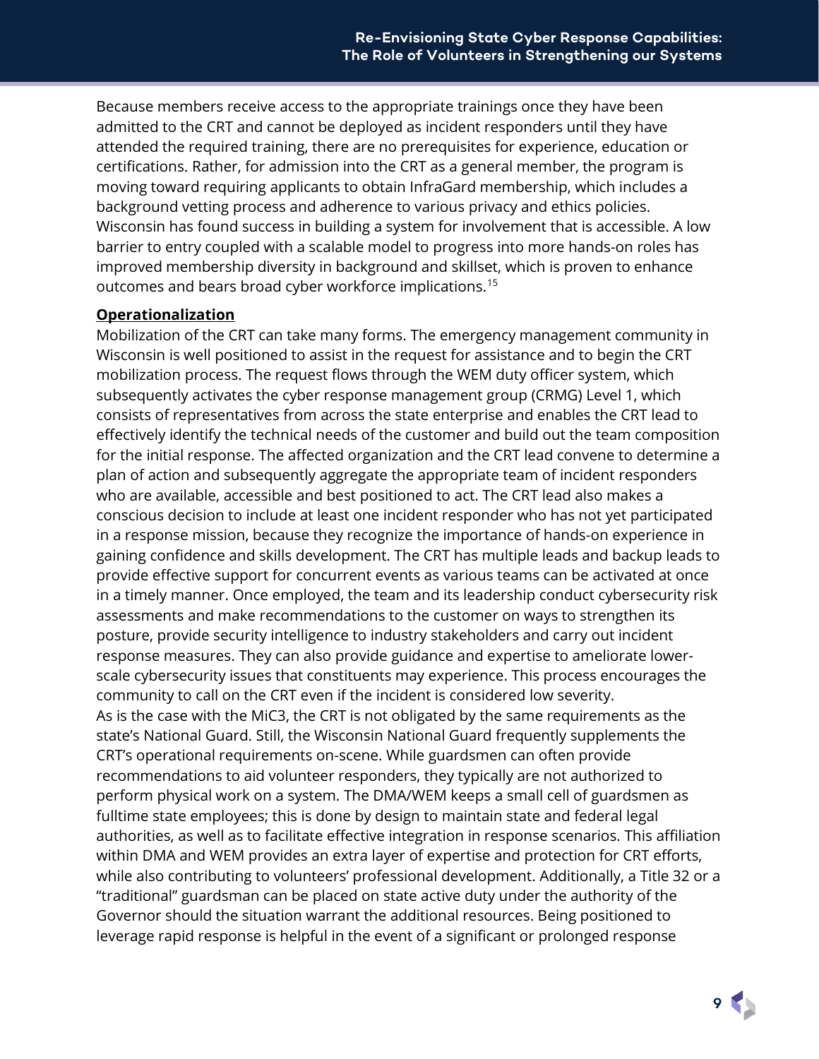Because members receive access to the appropriate trainings once they have been admitted to the CRT and cannot be deployed as incident responders until they have attended the required training, there are no prerequisites for experience, education or certifications. Rather, for admission into the CRT as a general member, the program is moving toward requiring applicants to obtain InfraGard membership, which includes a background vetting process and adherence to various privacy and ethics policies. Wisconsin has found success in building a system for involvement that is accessible. A low barrier to entry coupled with a scalable model to progress into more hands-on roles has improved membership diversity in background and skillset, which is proven to enhance outcomes and bears broad cyber workforce implications.[15]

**Operationalization**

Mobilization of the CRT can take many forms. The emergency management community in Wisconsin is well positioned to assist in the request for assistance and to begin the CRT mobilization process. The request flows through the WEM duty officer system, which subsequently activates the cyber response management group (CRMG) Level 1, which consists of representatives from across the state enterprise and enables the CRT lead to effectively identify the technical needs of the customer and build out the team composition for the initial response. The affected organization and the CRT lead convene to determine a plan of action and subsequently aggregate the appropriate team of incident responders who are available, accessible and best positioned to act. The CRT lead also makes a conscious decision to include at least one incident responder who has not yet participated in a response mission, because they recognize the importance of hands-on experience in gaining confidence and skills development. The CRT has multiple leads and backup leads to provide effective support for concurrent events as various teams can be activated at once in a timely manner. Once employed, the team and its leadership conduct cybersecurity risk assessments and make recommendations to the customer on ways to strengthen its posture, provide security intelligence to industry stakeholders and carry out incident response measures. They can also provide guidance and expertise to ameliorate lower-scale cybersecurity issues that constituents may experience. This process encourages the community to call on the CRT even if the incident is considered low severity.

As is the case with the MiC3, the CRT is not obligated by the same requirements as the state's National Guard. Still, the Wisconsin National Guard frequently supplements the CRT's operational requirements on-scene. While guardsmen can often provide recommendations to aid volunteer responders, they typically are not authorized to perform physical work on a system. The DMA/WEM keeps a small cell of guardsmen as fulltime state employees; this is done by design to maintain state and federal legal authorities, as well as to facilitate effective integration in response scenarios. This affiliation within DMA and WEM provides an extra layer of expertise and protection for CRT efforts, while also contributing to volunteers' professional development. Additionally, a Title 32 or a "traditional" guardsman can be placed on state active duty under the authority of the Governor should the situation warrant the additional resources. Being positioned to leverage rapid response is helpful in the event of a significant or prolonged response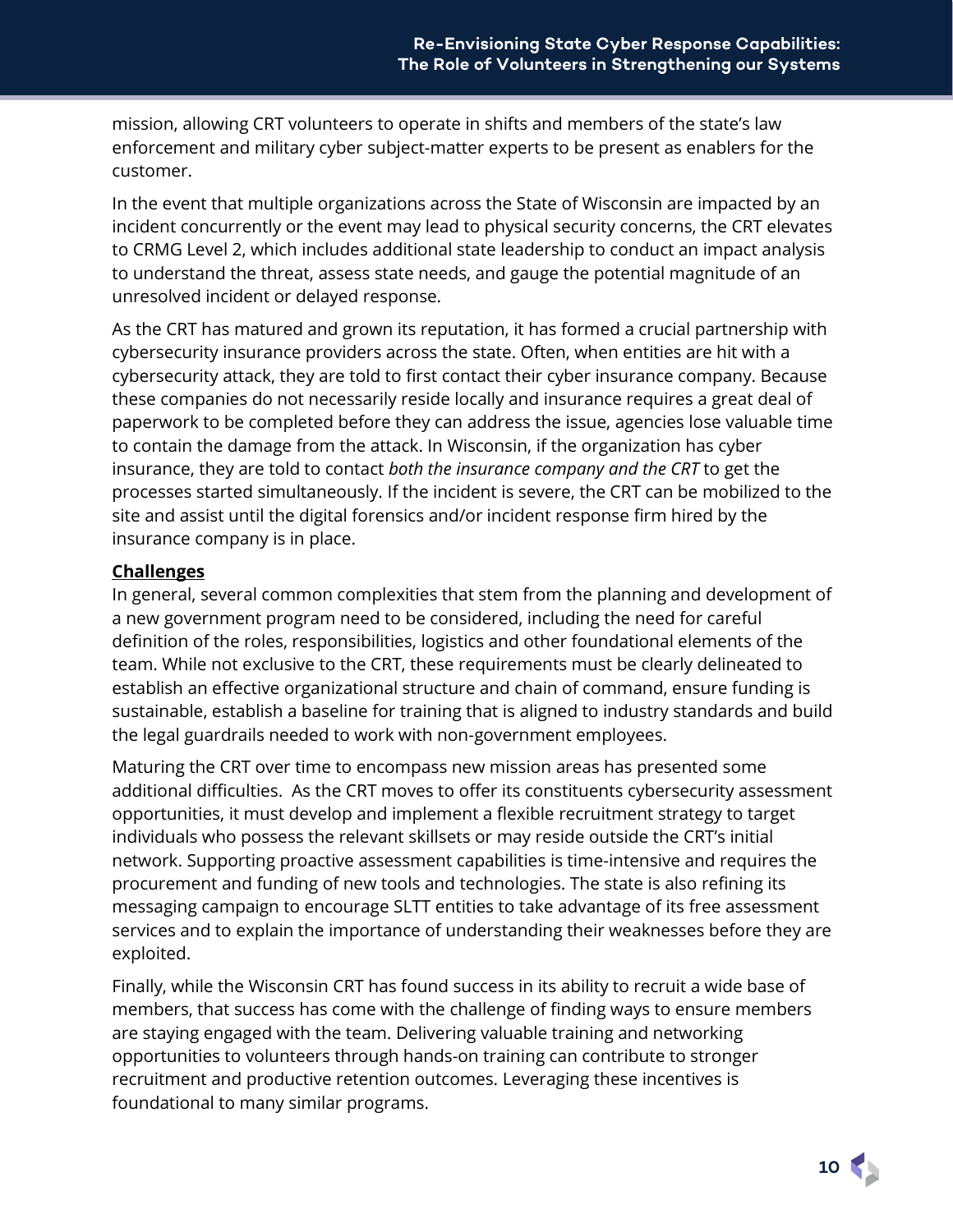mission, allowing CRT volunteers to operate in shifts and members of the state's law enforcement and military cyber subject-matter experts to be present as enablers for the customer.

In the event that multiple organizations across the State of Wisconsin are impacted by an incident concurrently or the event may lead to physical security concerns, the CRT elevates to CRMG Level 2, which includes additional state leadership to conduct an impact analysis to understand the threat, assess state needs, and gauge the potential magnitude of an unresolved incident or delayed response.

As the CRT has matured and grown its reputation, it has formed a crucial partnership with cybersecurity insurance providers across the state. Often, when entities are hit with a cybersecurity attack, they are told to first contact their cyber insurance company. Because these companies do not necessarily reside locally and insurance requires a great deal of paperwork to be completed before they can address the issue, agencies lose valuable time to contain the damage from the attack. In Wisconsin, if the organization has cyber insurance, they are told to contact *both the insurance company and the CRT* to get the processes started simultaneously. If the incident is severe, the CRT can be mobilized to the site and assist until the digital forensics and/or incident response firm hired by the insurance company is in place.

**Challenges**

In general, several common complexities that stem from the planning and development of a new government program need to be considered, including the need for careful definition of the roles, responsibilities, logistics and other foundational elements of the team. While not exclusive to the CRT, these requirements must be clearly delineated to establish an effective organizational structure and chain of command, ensure funding is sustainable, establish a baseline for training that is aligned to industry standards and build the legal guardrails needed to work with non-government employees.

Maturing the CRT over time to encompass new mission areas has presented some additional difficulties. As the CRT moves to offer its constituents cybersecurity assessment opportunities, it must develop and implement a flexible recruitment strategy to target individuals who possess the relevant skillsets or may reside outside the CRT's initial network. Supporting proactive assessment capabilities is time-intensive and requires the procurement and funding of new tools and technologies. The state is also refining its messaging campaign to encourage SLTT entities to take advantage of its free assessment services and to explain the importance of understanding their weaknesses before they are exploited.

Finally, while the Wisconsin CRT has found success in its ability to recruit a wide base of members, that success has come with the challenge of finding ways to ensure members are staying engaged with the team. Delivering valuable training and networking opportunities to volunteers through hands-on training can contribute to stronger recruitment and productive retention outcomes. Leveraging these incentives is foundational to many similar programs.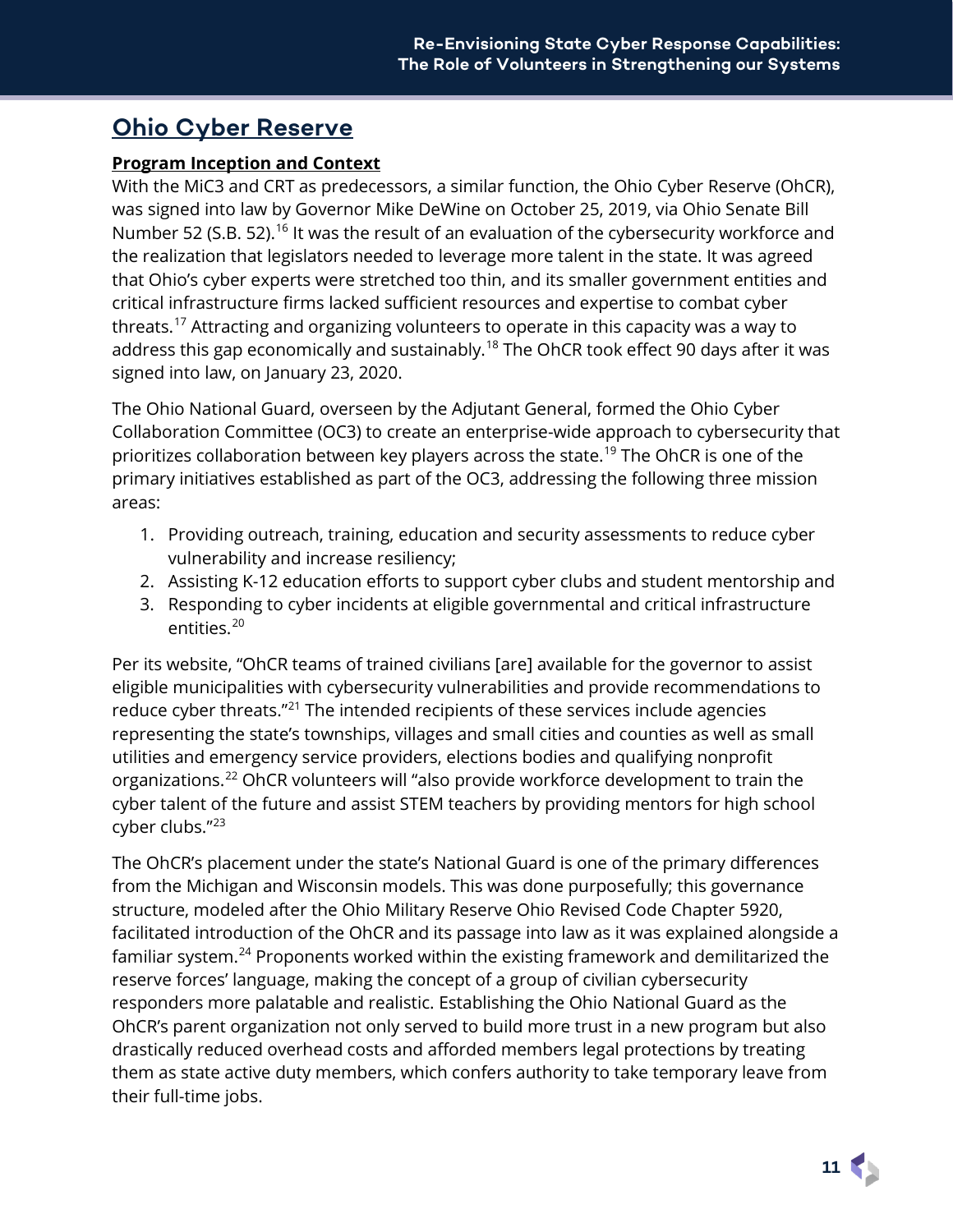## Ohio Cyber Reserve

**Program Inception and Context**

With the MiC3 and CRT as predecessors, a similar function, the Ohio Cyber Reserve (OhCR), was signed into law by Governor Mike DeWine on October 25, 2019, via Ohio Senate Bill Number 52 (S.B. 52).[16] It was the result of an evaluation of the cybersecurity workforce and the realization that legislators needed to leverage more talent in the state. It was agreed that Ohio's cyber experts were stretched too thin, and its smaller government entities and critical infrastructure firms lacked sufficient resources and expertise to combat cyber threats.[17] Attracting and organizing volunteers to operate in this capacity was a way to address this gap economically and sustainably.[18] The OhCR took effect 90 days after it was signed into law, on January 23, 2020.

The Ohio National Guard, overseen by the Adjutant General, formed the Ohio Cyber Collaboration Committee (OC3) to create an enterprise-wide approach to cybersecurity that prioritizes collaboration between key players across the state.[19] The OhCR is one of the primary initiatives established as part of the OC3, addressing the following three mission areas:

1. Providing outreach, training, education and security assessments to reduce cyber vulnerability and increase resiliency;
2. Assisting K-12 education efforts to support cyber clubs and student mentorship and
3. Responding to cyber incidents at eligible governmental and critical infrastructure entities.[20]

Per its website, "OhCR teams of trained civilians [are] available for the governor to assist eligible municipalities with cybersecurity vulnerabilities and provide recommendations to reduce cyber threats."[21] The intended recipients of these services include agencies representing the state's townships, villages and small cities and counties as well as small utilities and emergency service providers, elections bodies and qualifying nonprofit organizations.[22] OhCR volunteers will "also provide workforce development to train the cyber talent of the future and assist STEM teachers by providing mentors for high school cyber clubs."[23]

The OhCR's placement under the state's National Guard is one of the primary differences from the Michigan and Wisconsin models. This was done purposefully; this governance structure, modeled after the Ohio Military Reserve Ohio Revised Code Chapter 5920, facilitated introduction of the OhCR and its passage into law as it was explained alongside a familiar system.[24] Proponents worked within the existing framework and demilitarized the reserve forces' language, making the concept of a group of civilian cybersecurity responders more palatable and realistic. Establishing the Ohio National Guard as the OhCR's parent organization not only served to build more trust in a new program but also drastically reduced overhead costs and afforded members legal protections by treating them as state active duty members, which confers authority to take temporary leave from their full-time jobs.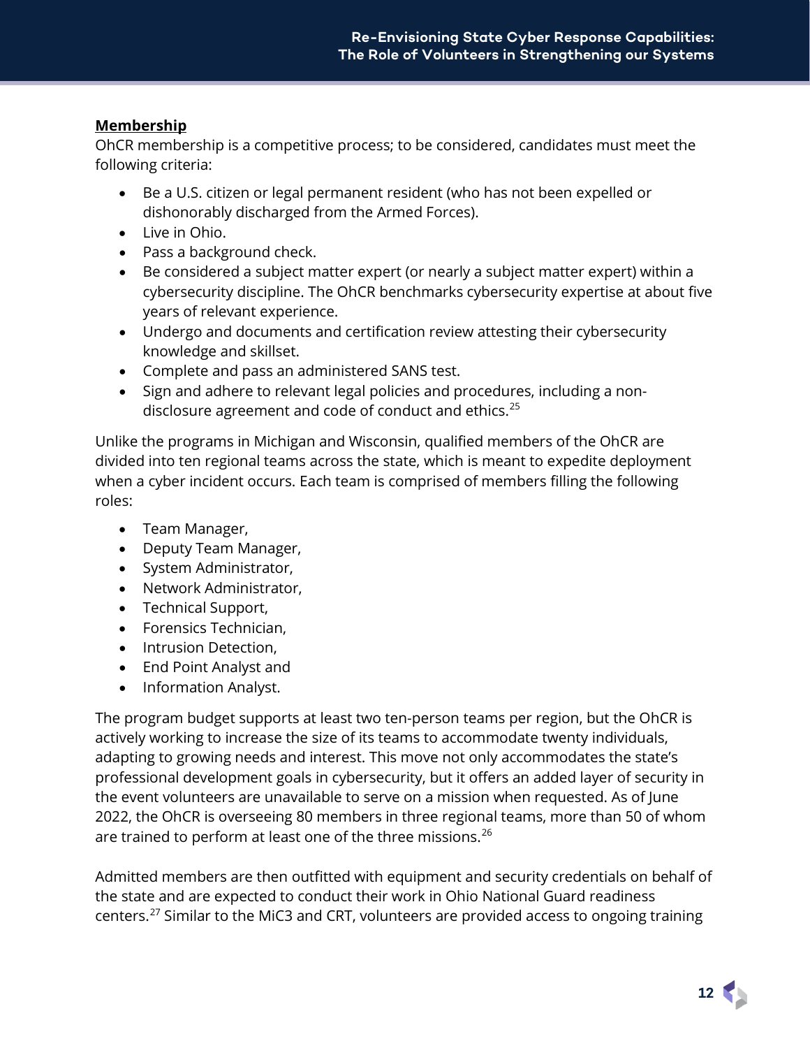**Membership**

OhCR membership is a competitive process; to be considered, candidates must meet the following criteria:

- Be a U.S. citizen or legal permanent resident (who has not been expelled or dishonorably discharged from the Armed Forces).
- Live in Ohio.
- Pass a background check.
- Be considered a subject matter expert (or nearly a subject matter expert) within a cybersecurity discipline. The OhCR benchmarks cybersecurity expertise at about five years of relevant experience.
- Undergo and documents and certification review attesting their cybersecurity knowledge and skillset.
- Complete and pass an administered SANS test.
- Sign and adhere to relevant legal policies and procedures, including a non-disclosure agreement and code of conduct and ethics.[25]

Unlike the programs in Michigan and Wisconsin, qualified members of the OhCR are divided into ten regional teams across the state, which is meant to expedite deployment when a cyber incident occurs. Each team is comprised of members filling the following roles:

- Team Manager,
- Deputy Team Manager,
- System Administrator,
- Network Administrator,
- Technical Support,
- Forensics Technician,
- Intrusion Detection,
- End Point Analyst and
- Information Analyst.

The program budget supports at least two ten-person teams per region, but the OhCR is actively working to increase the size of its teams to accommodate twenty individuals, adapting to growing needs and interest. This move not only accommodates the state's professional development goals in cybersecurity, but it offers an added layer of security in the event volunteers are unavailable to serve on a mission when requested. As of June 2022, the OhCR is overseeing 80 members in three regional teams, more than 50 of whom are trained to perform at least one of the three missions.[26]

Admitted members are then outfitted with equipment and security credentials on behalf of the state and are expected to conduct their work in Ohio National Guard readiness centers.[27] Similar to the MiC3 and CRT, volunteers are provided access to ongoing training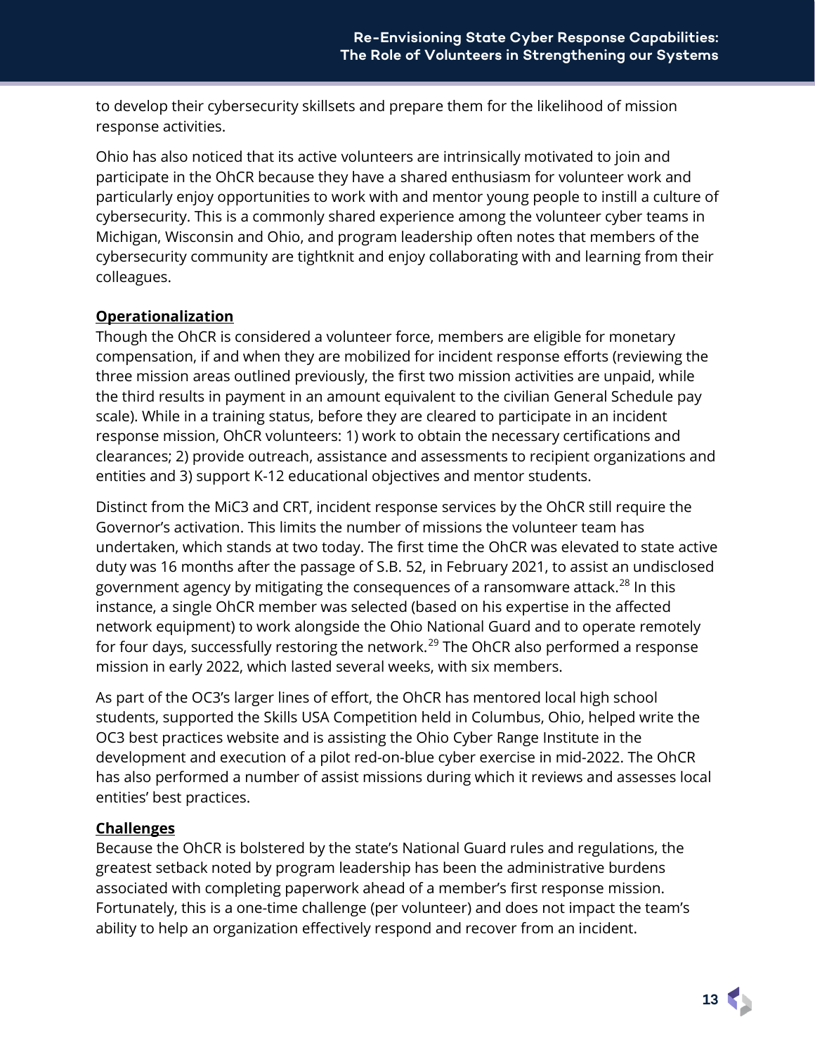to develop their cybersecurity skillsets and prepare them for the likelihood of mission response activities.

Ohio has also noticed that its active volunteers are intrinsically motivated to join and participate in the OhCR because they have a shared enthusiasm for volunteer work and particularly enjoy opportunities to work with and mentor young people to instill a culture of cybersecurity. This is a commonly shared experience among the volunteer cyber teams in Michigan, Wisconsin and Ohio, and program leadership often notes that members of the cybersecurity community are tightknit and enjoy collaborating with and learning from their colleagues.

**Operationalization**

Though the OhCR is considered a volunteer force, members are eligible for monetary compensation, if and when they are mobilized for incident response efforts (reviewing the three mission areas outlined previously, the first two mission activities are unpaid, while the third results in payment in an amount equivalent to the civilian General Schedule pay scale). While in a training status, before they are cleared to participate in an incident response mission, OhCR volunteers: 1) work to obtain the necessary certifications and clearances; 2) provide outreach, assistance and assessments to recipient organizations and entities and 3) support K-12 educational objectives and mentor students.

Distinct from the MiC3 and CRT, incident response services by the OhCR still require the Governor's activation. This limits the number of missions the volunteer team has undertaken, which stands at two today. The first time the OhCR was elevated to state active duty was 16 months after the passage of S.B. 52, in February 2021, to assist an undisclosed government agency by mitigating the consequences of a ransomware attack.[28] In this instance, a single OhCR member was selected (based on his expertise in the affected network equipment) to work alongside the Ohio National Guard and to operate remotely for four days, successfully restoring the network.[29] The OhCR also performed a response mission in early 2022, which lasted several weeks, with six members.

As part of the OC3's larger lines of effort, the OhCR has mentored local high school students, supported the Skills USA Competition held in Columbus, Ohio, helped write the OC3 best practices website and is assisting the Ohio Cyber Range Institute in the development and execution of a pilot red-on-blue cyber exercise in mid-2022. The OhCR has also performed a number of assist missions during which it reviews and assesses local entities' best practices.

**Challenges**

Because the OhCR is bolstered by the state's National Guard rules and regulations, the greatest setback noted by program leadership has been the administrative burdens associated with completing paperwork ahead of a member's first response mission. Fortunately, this is a one-time challenge (per volunteer) and does not impact the team's ability to help an organization effectively respond and recover from an incident.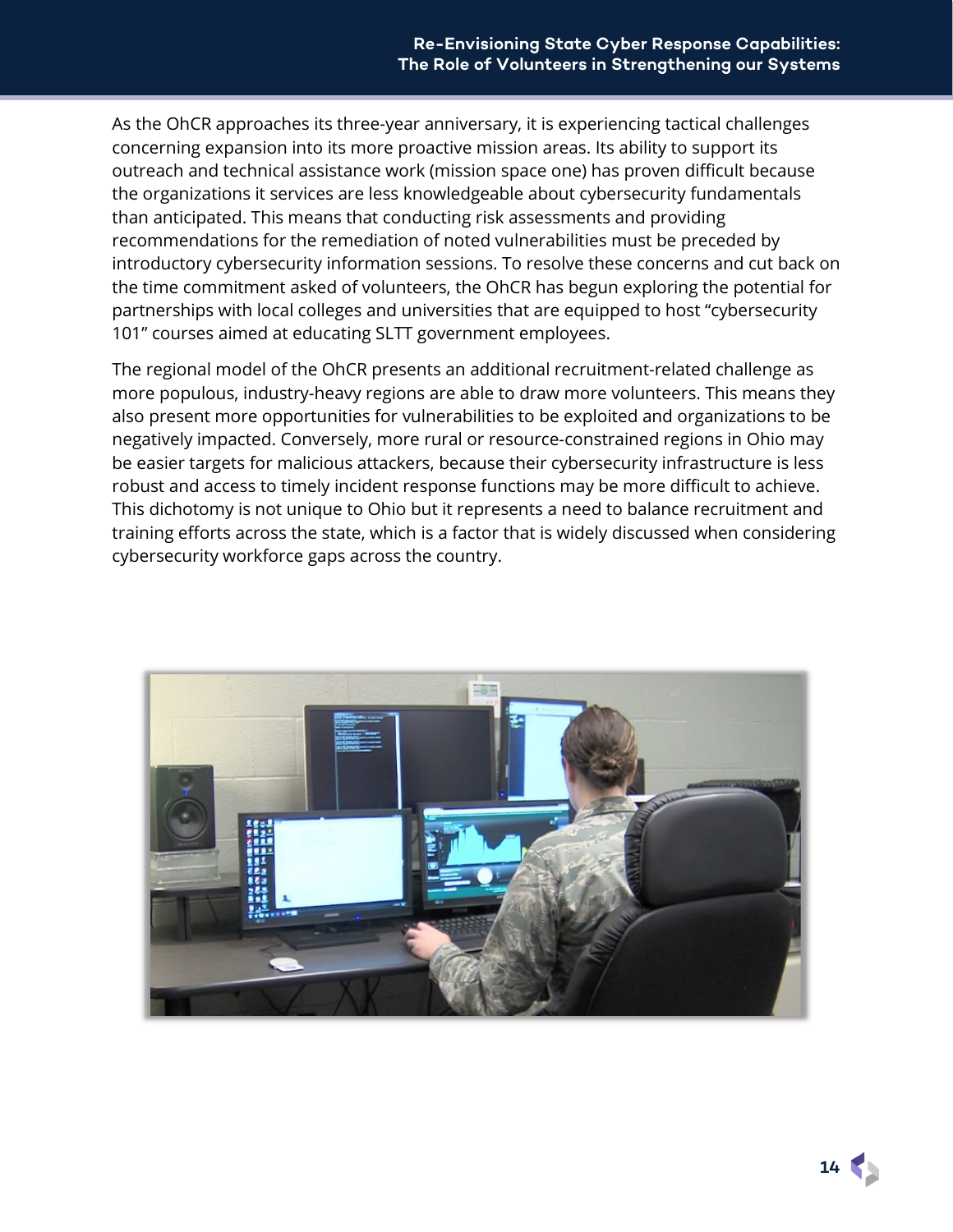As the OhCR approaches its three-year anniversary, it is experiencing tactical challenges concerning expansion into its more proactive mission areas. Its ability to support its outreach and technical assistance work (mission space one) has proven difficult because the organizations it services are less knowledgeable about cybersecurity fundamentals than anticipated. This means that conducting risk assessments and providing recommendations for the remediation of noted vulnerabilities must be preceded by introductory cybersecurity information sessions. To resolve these concerns and cut back on the time commitment asked of volunteers, the OhCR has begun exploring the potential for partnerships with local colleges and universities that are equipped to host "cybersecurity 101" courses aimed at educating SLTT government employees.

The regional model of the OhCR presents an additional recruitment-related challenge as more populous, industry-heavy regions are able to draw more volunteers. This means they also present more opportunities for vulnerabilities to be exploited and organizations to be negatively impacted. Conversely, more rural or resource-constrained regions in Ohio may be easier targets for malicious attackers, because their cybersecurity infrastructure is less robust and access to timely incident response functions may be more difficult to achieve. This dichotomy is not unique to Ohio but it represents a need to balance recruitment and training efforts across the state, which is a factor that is widely discussed when considering cybersecurity workforce gaps across the country.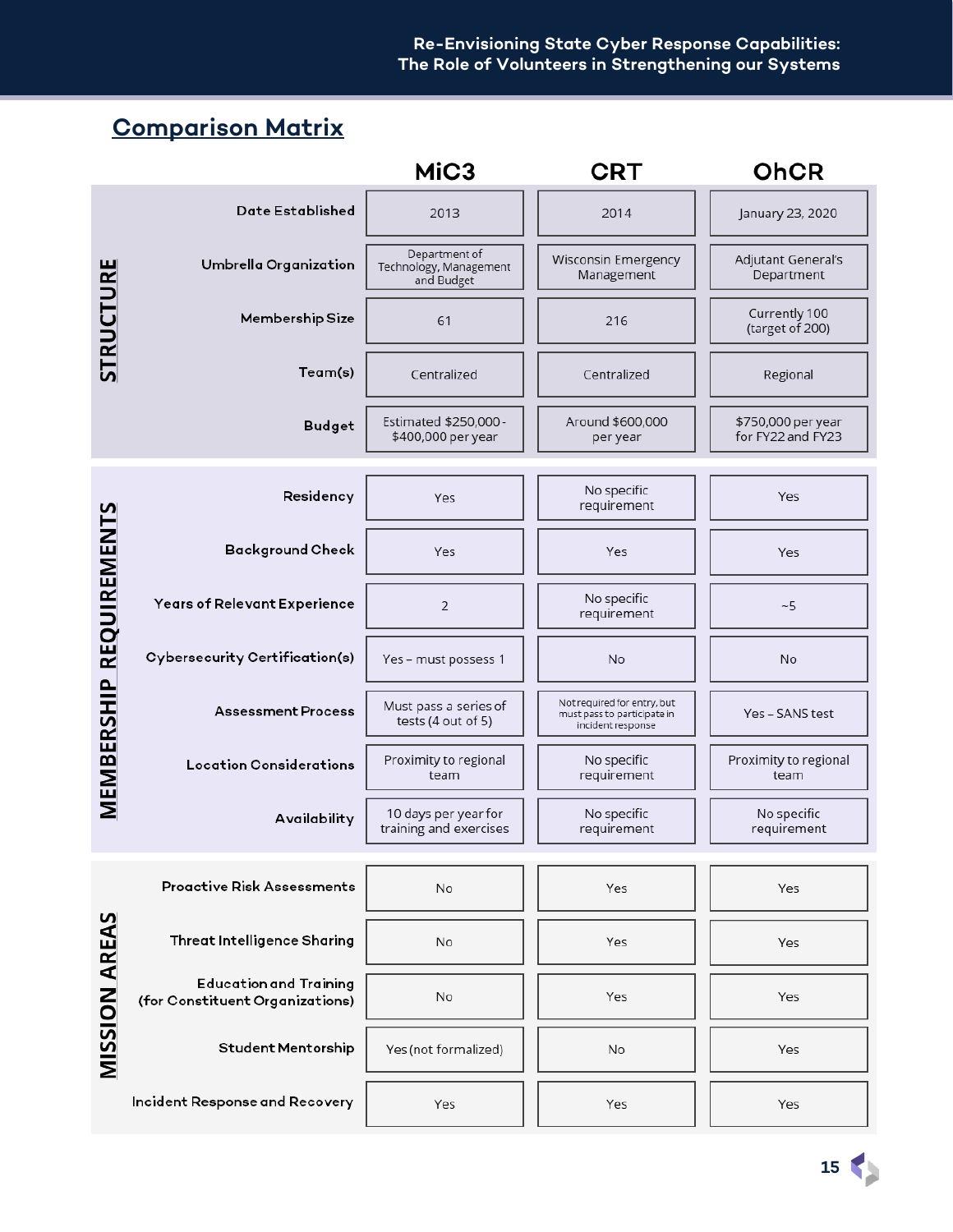## Comparison Matrix

| | | MiC3 | CRT | OhCR |
|---|---|---|---|---|
| **STRUCTURE** | Date Established | 2013 | 2014 | January 23, 2020 |
| | Umbrella Organization | Department of Technology, Management and Budget | Wisconsin Emergency Management | Adjutant General's Department |
| | Membership Size | 61 | 216 | Currently 100 (target of 200) |
| | Team(s) | Centralized | Centralized | Regional |
| | Budget | Estimated $250,000 - $400,000 per year | Around $600,000 per year | $750,000 per year for FY22 and FY23 |
| **MEMBERSHIP REQUIREMENTS** | Residency | Yes | No specific requirement | Yes |
| | Background Check | Yes | Yes | Yes |
| | Years of Relevant Experience | 2 | No specific requirement | ~5 |
| | Cybersecurity Certification(s) | Yes – must possess 1 | No | No |
| | Assessment Process | Must pass a series of tests (4 out of 5) | Not required for entry, but must pass to participate in incident response | Yes – SANS test |
| | Location Considerations | Proximity to regional team | No specific requirement | Proximity to regional team |
| | Availability | 10 days per year for training and exercises | No specific requirement | No specific requirement |
| **MISSION AREAS** | Proactive Risk Assessments | No | Yes | Yes |
| | Threat Intelligence Sharing | No | Yes | Yes |
| | Education and Training (for Constituent Organizations) | No | Yes | Yes |
| | Student Mentorship | Yes (not formalized) | No | Yes |
| | Incident Response and Recovery | Yes | Yes | Yes |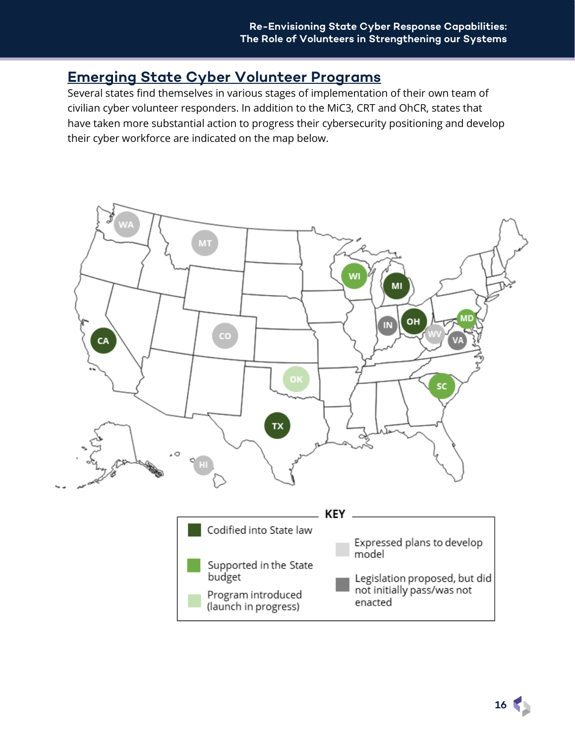## Emerging State Cyber Volunteer Programs

Several states find themselves in various stages of implementation of their own team of civilian cyber volunteer responders. In addition to the MiC3, CRT and OhCR, states that have taken more substantial action to progress their cybersecurity positioning and develop their cyber workforce are indicated on the map below.

**KEY**

- Codified into State law
- Supported in the State budget
- Program introduced (launch in progress)
- Expressed plans to develop model
- Legislation proposed, but did not initially pass/was not enacted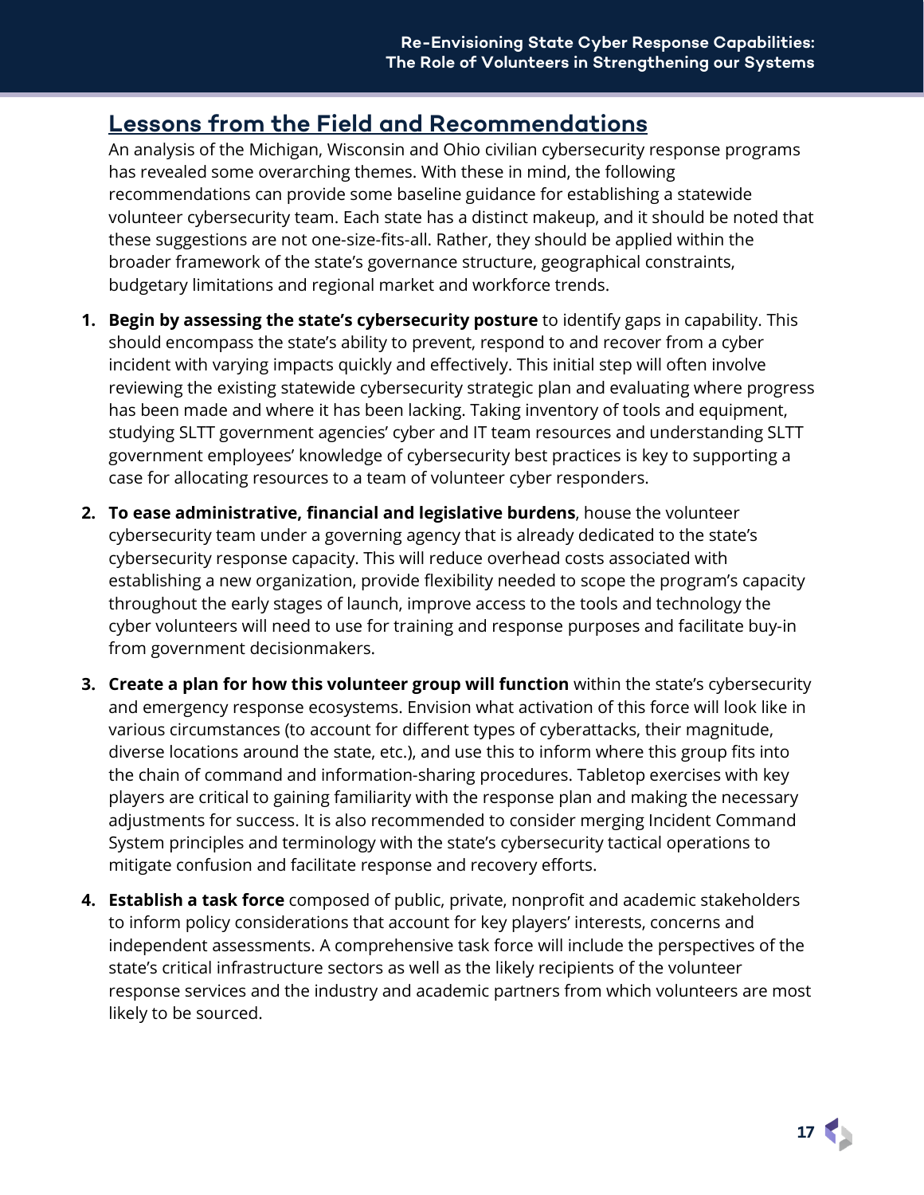## Lessons from the Field and Recommendations

An analysis of the Michigan, Wisconsin and Ohio civilian cybersecurity response programs has revealed some overarching themes. With these in mind, the following recommendations can provide some baseline guidance for establishing a statewide volunteer cybersecurity team. Each state has a distinct makeup, and it should be noted that these suggestions are not one-size-fits-all. Rather, they should be applied within the broader framework of the state's governance structure, geographical constraints, budgetary limitations and regional market and workforce trends.

1. **Begin by assessing the state's cybersecurity posture** to identify gaps in capability. This should encompass the state's ability to prevent, respond to and recover from a cyber incident with varying impacts quickly and effectively. This initial step will often involve reviewing the existing statewide cybersecurity strategic plan and evaluating where progress has been made and where it has been lacking. Taking inventory of tools and equipment, studying SLTT government agencies' cyber and IT team resources and understanding SLTT government employees' knowledge of cybersecurity best practices is key to supporting a case for allocating resources to a team of volunteer cyber responders.
2. **To ease administrative, financial and legislative burdens**, house the volunteer cybersecurity team under a governing agency that is already dedicated to the state's cybersecurity response capacity. This will reduce overhead costs associated with establishing a new organization, provide flexibility needed to scope the program's capacity throughout the early stages of launch, improve access to the tools and technology the cyber volunteers will need to use for training and response purposes and facilitate buy-in from government decisionmakers.
3. **Create a plan for how this volunteer group will function** within the state's cybersecurity and emergency response ecosystems. Envision what activation of this force will look like in various circumstances (to account for different types of cyberattacks, their magnitude, diverse locations around the state, etc.), and use this to inform where this group fits into the chain of command and information-sharing procedures. Tabletop exercises with key players are critical to gaining familiarity with the response plan and making the necessary adjustments for success. It is also recommended to consider merging Incident Command System principles and terminology with the state's cybersecurity tactical operations to mitigate confusion and facilitate response and recovery efforts.
4. **Establish a task force** composed of public, private, nonprofit and academic stakeholders to inform policy considerations that account for key players' interests, concerns and independent assessments. A comprehensive task force will include the perspectives of the state's critical infrastructure sectors as well as the likely recipients of the volunteer response services and the industry and academic partners from which volunteers are most likely to be sourced.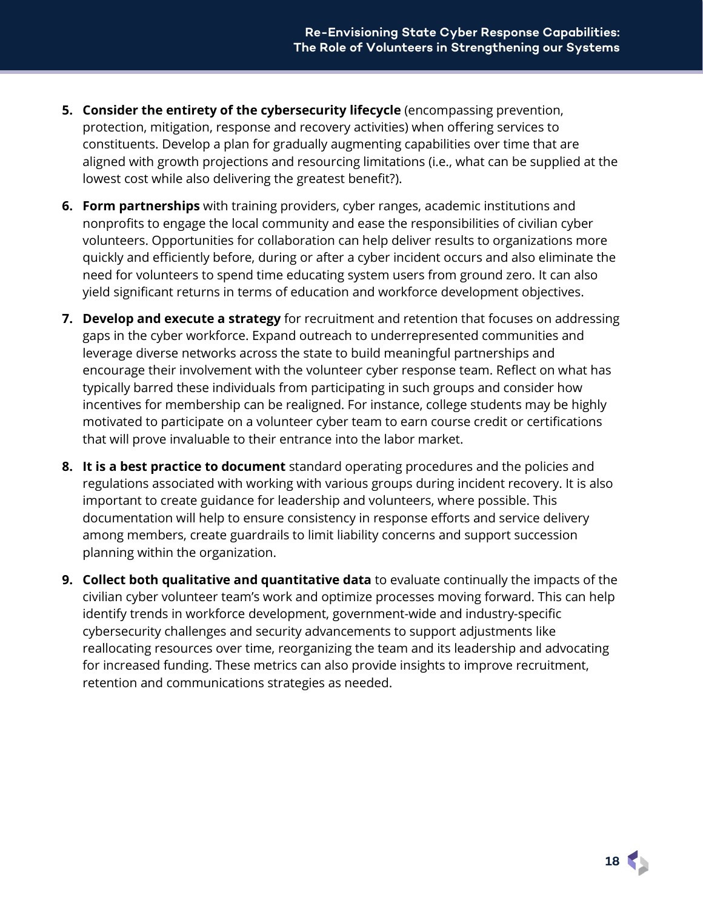5. **Consider the entirety of the cybersecurity lifecycle** (encompassing prevention, protection, mitigation, response and recovery activities) when offering services to constituents. Develop a plan for gradually augmenting capabilities over time that are aligned with growth projections and resourcing limitations (i.e., what can be supplied at the lowest cost while also delivering the greatest benefit?).

6. **Form partnerships** with training providers, cyber ranges, academic institutions and nonprofits to engage the local community and ease the responsibilities of civilian cyber volunteers. Opportunities for collaboration can help deliver results to organizations more quickly and efficiently before, during or after a cyber incident occurs and also eliminate the need for volunteers to spend time educating system users from ground zero. It can also yield significant returns in terms of education and workforce development objectives.

7. **Develop and execute a strategy** for recruitment and retention that focuses on addressing gaps in the cyber workforce. Expand outreach to underrepresented communities and leverage diverse networks across the state to build meaningful partnerships and encourage their involvement with the volunteer cyber response team. Reflect on what has typically barred these individuals from participating in such groups and consider how incentives for membership can be realigned. For instance, college students may be highly motivated to participate on a volunteer cyber team to earn course credit or certifications that will prove invaluable to their entrance into the labor market.

8. **It is a best practice to document** standard operating procedures and the policies and regulations associated with working with various groups during incident recovery. It is also important to create guidance for leadership and volunteers, where possible. This documentation will help to ensure consistency in response efforts and service delivery among members, create guardrails to limit liability concerns and support succession planning within the organization.

9. **Collect both qualitative and quantitative data** to evaluate continually the impacts of the civilian cyber volunteer team's work and optimize processes moving forward. This can help identify trends in workforce development, government-wide and industry-specific cybersecurity challenges and security advancements to support adjustments like reallocating resources over time, reorganizing the team and its leadership and advocating for increased funding. These metrics can also provide insights to improve recruitment, retention and communications strategies as needed.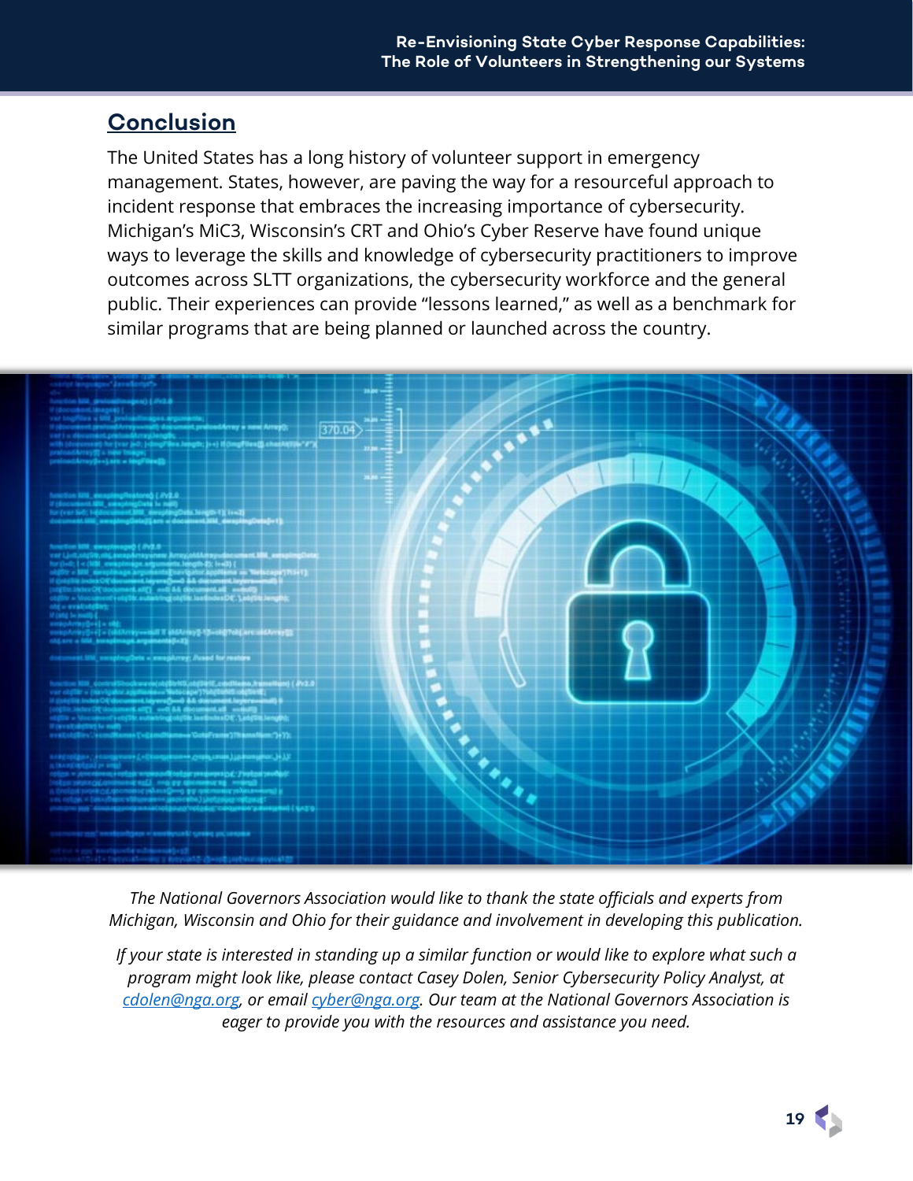## Conclusion

The United States has a long history of volunteer support in emergency management. States, however, are paving the way for a resourceful approach to incident response that embraces the increasing importance of cybersecurity. Michigan's MiC3, Wisconsin's CRT and Ohio's Cyber Reserve have found unique ways to leverage the skills and knowledge of cybersecurity practitioners to improve outcomes across SLTT organizations, the cybersecurity workforce and the general public. Their experiences can provide "lessons learned," as well as a benchmark for similar programs that are being planned or launched across the country.

*The National Governors Association would like to thank the state officials and experts from Michigan, Wisconsin and Ohio for their guidance and involvement in developing this publication.*

*If your state is interested in standing up a similar function or would like to explore what such a program might look like, please contact Casey Dolen, Senior Cybersecurity Policy Analyst, at [cdolen@nga.org](mailto:cdolen@nga.org), or email [cyber@nga.org](mailto:cyber@nga.org). Our team at the National Governors Association is eager to provide you with the resources and assistance you need.*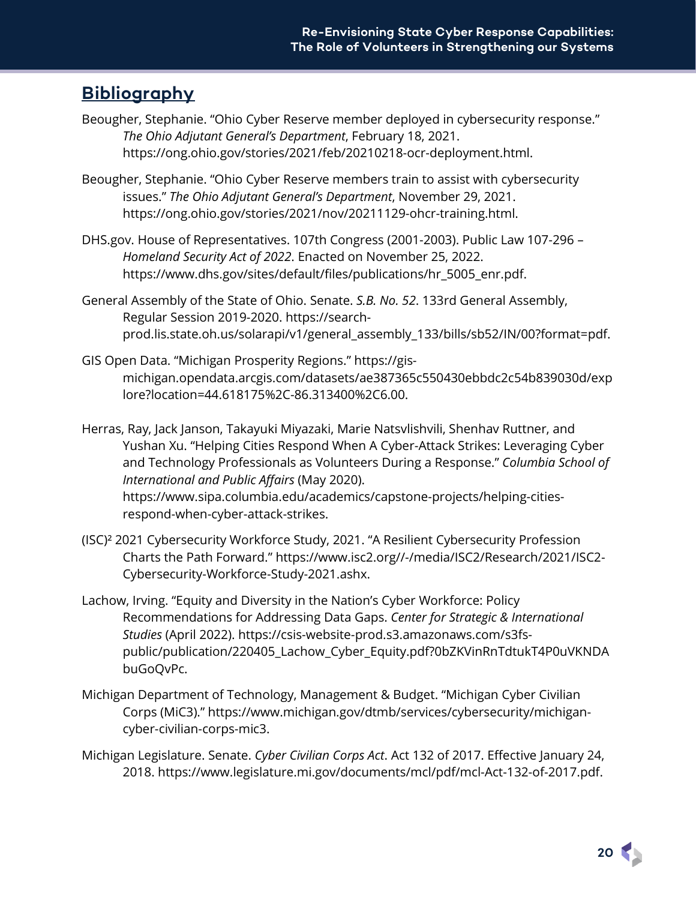## Bibliography

Beougher, Stephanie. "Ohio Cyber Reserve member deployed in cybersecurity response." *The Ohio Adjutant General's Department*, February 18, 2021. https://ong.ohio.gov/stories/2021/feb/20210218-ocr-deployment.html.

Beougher, Stephanie. "Ohio Cyber Reserve members train to assist with cybersecurity issues." *The Ohio Adjutant General's Department*, November 29, 2021. https://ong.ohio.gov/stories/2021/nov/20211129-ohcr-training.html.

DHS.gov. House of Representatives. 107th Congress (2001-2003). Public Law 107-296 – *Homeland Security Act of 2022*. Enacted on November 25, 2022. https://www.dhs.gov/sites/default/files/publications/hr_5005_enr.pdf.

General Assembly of the State of Ohio. Senate. *S.B. No. 52*. 133rd General Assembly, Regular Session 2019-2020. https://search-prod.lis.state.oh.us/solarapi/v1/general_assembly_133/bills/sb52/IN/00?format=pdf.

GIS Open Data. "Michigan Prosperity Regions." https://gis-michigan.opendata.arcgis.com/datasets/ae387365c550430ebbdc2c54b839030d/explore?location=44.618175%2C-86.313400%2C6.00.

Herras, Ray, Jack Janson, Takayuki Miyazaki, Marie Natsvlishvili, Shenhav Ruttner, and Yushan Xu. "Helping Cities Respond When A Cyber-Attack Strikes: Leveraging Cyber and Technology Professionals as Volunteers During a Response." *Columbia School of International and Public Affairs* (May 2020). https://www.sipa.columbia.edu/academics/capstone-projects/helping-cities-respond-when-cyber-attack-strikes.

(ISC)² 2021 Cybersecurity Workforce Study, 2021. "A Resilient Cybersecurity Profession Charts the Path Forward." https://www.isc2.org//-/media/ISC2/Research/2021/ISC2-Cybersecurity-Workforce-Study-2021.ashx.

Lachow, Irving. "Equity and Diversity in the Nation's Cyber Workforce: Policy Recommendations for Addressing Data Gaps. *Center for Strategic & International Studies* (April 2022). https://csis-website-prod.s3.amazonaws.com/s3fs-public/publication/220405_Lachow_Cyber_Equity.pdf?0bZKVinRnTdtukT4P0uVKNDAbuGoQvPc.

Michigan Department of Technology, Management & Budget. "Michigan Cyber Civilian Corps (MiC3)." https://www.michigan.gov/dtmb/services/cybersecurity/michigan-cyber-civilian-corps-mic3.

Michigan Legislature. Senate. *Cyber Civilian Corps Act*. Act 132 of 2017. Effective January 24, 2018. https://www.legislature.mi.gov/documents/mcl/pdf/mcl-Act-132-of-2017.pdf.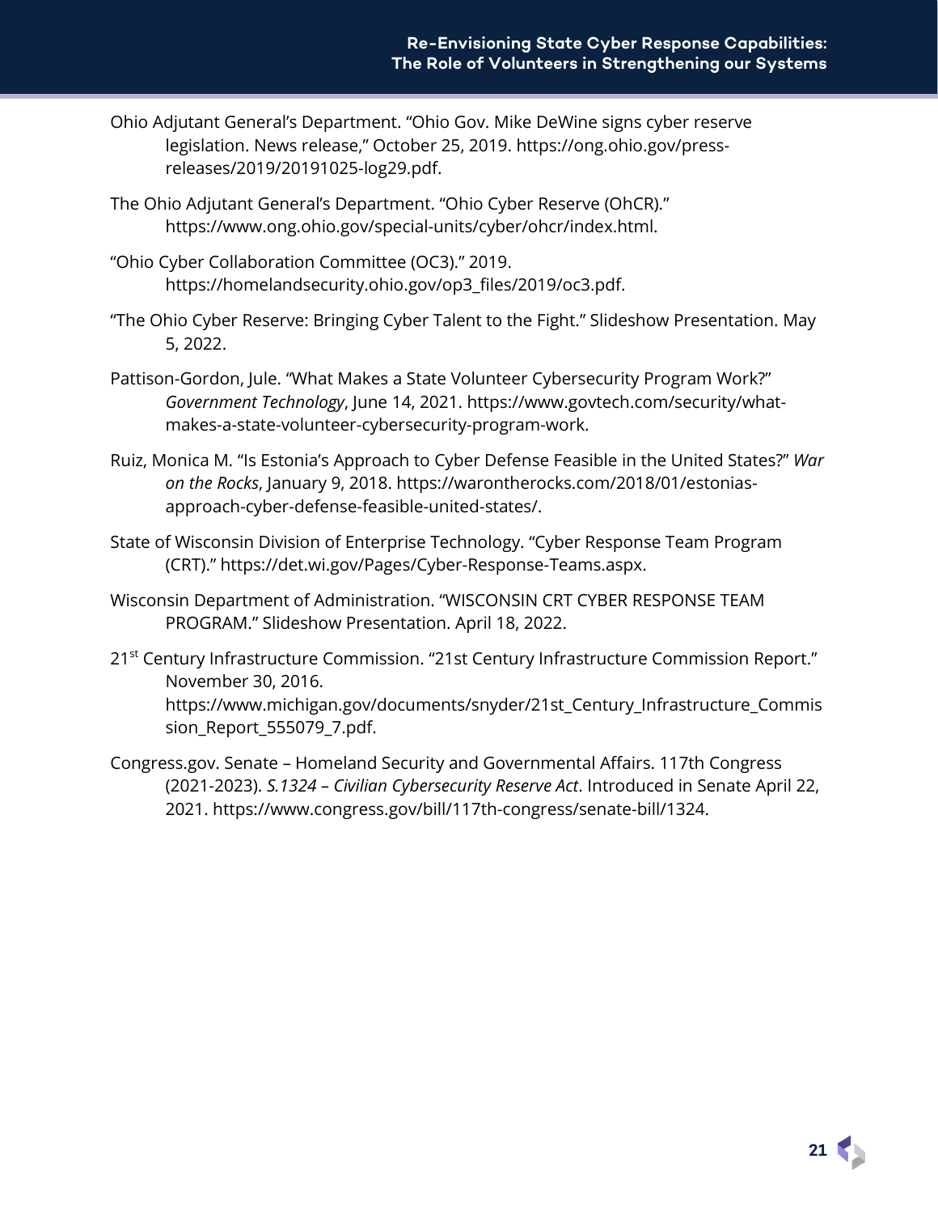Ohio Adjutant General's Department. "Ohio Gov. Mike DeWine signs cyber reserve legislation. News release," October 25, 2019. https://ong.ohio.gov/press-releases/2019/20191025-log29.pdf.

The Ohio Adjutant General's Department. "Ohio Cyber Reserve (OhCR)." https://www.ong.ohio.gov/special-units/cyber/ohcr/index.html.

"Ohio Cyber Collaboration Committee (OC3)." 2019. https://homelandsecurity.ohio.gov/op3_files/2019/oc3.pdf.

"The Ohio Cyber Reserve: Bringing Cyber Talent to the Fight." Slideshow Presentation. May 5, 2022.

Pattison-Gordon, Jule. "What Makes a State Volunteer Cybersecurity Program Work?" *Government Technology*, June 14, 2021. https://www.govtech.com/security/what-makes-a-state-volunteer-cybersecurity-program-work.

Ruiz, Monica M. "Is Estonia's Approach to Cyber Defense Feasible in the United States?" *War on the Rocks*, January 9, 2018. https://warontherocks.com/2018/01/estonias-approach-cyber-defense-feasible-united-states/.

State of Wisconsin Division of Enterprise Technology. "Cyber Response Team Program (CRT)." https://det.wi.gov/Pages/Cyber-Response-Teams.aspx.

Wisconsin Department of Administration. "WISCONSIN CRT CYBER RESPONSE TEAM PROGRAM." Slideshow Presentation. April 18, 2022.

21st Century Infrastructure Commission. "21st Century Infrastructure Commission Report." November 30, 2016. https://www.michigan.gov/documents/snyder/21st_Century_Infrastructure_Commission_Report_555079_7.pdf.

Congress.gov. Senate – Homeland Security and Governmental Affairs. 117th Congress (2021-2023). *S.1324 – Civilian Cybersecurity Reserve Act*. Introduced in Senate April 22, 2021. https://www.congress.gov/bill/117th-congress/senate-bill/1324.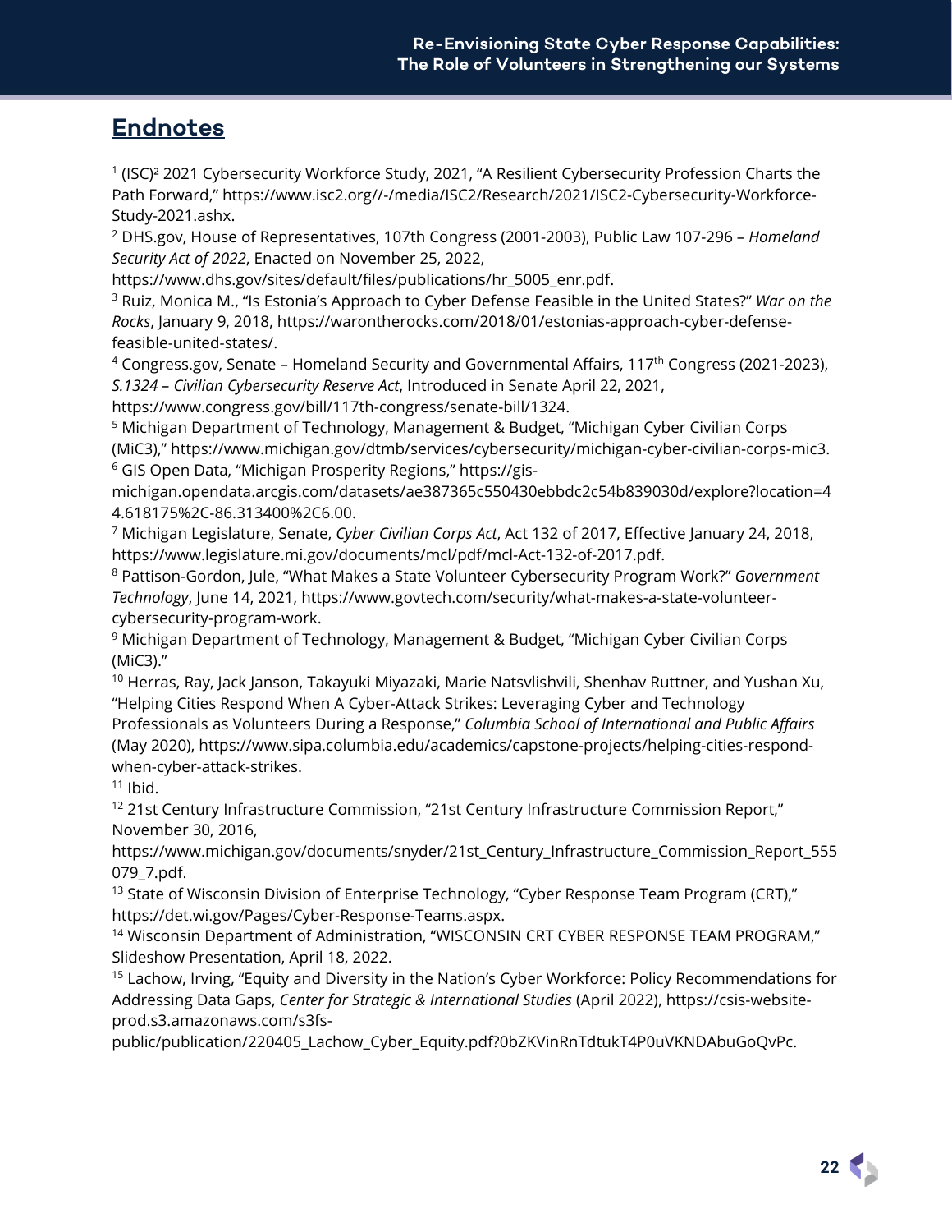## Endnotes

[1] (ISC)² 2021 Cybersecurity Workforce Study, 2021, "A Resilient Cybersecurity Profession Charts the Path Forward," https://www.isc2.org//-/media/ISC2/Research/2021/ISC2-Cybersecurity-Workforce-Study-2021.ashx.

[2] DHS.gov, House of Representatives, 107th Congress (2001-2003), Public Law 107-296 – *Homeland Security Act of 2022*, Enacted on November 25, 2022, https://www.dhs.gov/sites/default/files/publications/hr_5005_enr.pdf.

[3] Ruiz, Monica M., "Is Estonia's Approach to Cyber Defense Feasible in the United States?" *War on the Rocks*, January 9, 2018, https://warontherocks.com/2018/01/estonias-approach-cyber-defense-feasible-united-states/.

[4] Congress.gov, Senate – Homeland Security and Governmental Affairs, 117th Congress (2021-2023), *S.1324 – Civilian Cybersecurity Reserve Act*, Introduced in Senate April 22, 2021, https://www.congress.gov/bill/117th-congress/senate-bill/1324.

[5] Michigan Department of Technology, Management & Budget, "Michigan Cyber Civilian Corps (MiC3)," https://www.michigan.gov/dtmb/services/cybersecurity/michigan-cyber-civilian-corps-mic3.

[6] GIS Open Data, "Michigan Prosperity Regions," https://gis-michigan.opendata.arcgis.com/datasets/ae387365c550430ebbdc2c54b839030d/explore?location=44.618175%2C-86.313400%2C6.00.

[7] Michigan Legislature, Senate, *Cyber Civilian Corps Act*, Act 132 of 2017, Effective January 24, 2018, https://www.legislature.mi.gov/documents/mcl/pdf/mcl-Act-132-of-2017.pdf.

[8] Pattison-Gordon, Jule, "What Makes a State Volunteer Cybersecurity Program Work?" *Government Technology*, June 14, 2021, https://www.govtech.com/security/what-makes-a-state-volunteer-cybersecurity-program-work.

[9] Michigan Department of Technology, Management & Budget, "Michigan Cyber Civilian Corps (MiC3)."

[10] Herras, Ray, Jack Janson, Takayuki Miyazaki, Marie Natsvlishvili, Shenhav Ruttner, and Yushan Xu, "Helping Cities Respond When A Cyber-Attack Strikes: Leveraging Cyber and Technology Professionals as Volunteers During a Response," *Columbia School of International and Public Affairs* (May 2020), https://www.sipa.columbia.edu/academics/capstone-projects/helping-cities-respond-when-cyber-attack-strikes.

[11] Ibid.

[12] 21st Century Infrastructure Commission, "21st Century Infrastructure Commission Report," November 30, 2016, https://www.michigan.gov/documents/snyder/21st_Century_Infrastructure_Commission_Report_555079_7.pdf.

[13] State of Wisconsin Division of Enterprise Technology, "Cyber Response Team Program (CRT)," https://det.wi.gov/Pages/Cyber-Response-Teams.aspx.

[14] Wisconsin Department of Administration, "WISCONSIN CRT CYBER RESPONSE TEAM PROGRAM," Slideshow Presentation, April 18, 2022.

[15] Lachow, Irving, "Equity and Diversity in the Nation's Cyber Workforce: Policy Recommendations for Addressing Data Gaps, *Center for Strategic & International Studies* (April 2022), https://csis-website-prod.s3.amazonaws.com/s3fs-public/publication/220405_Lachow_Cyber_Equity.pdf?0bZKVinRnTdtukT4P0uVKNDAbuGoQvPc.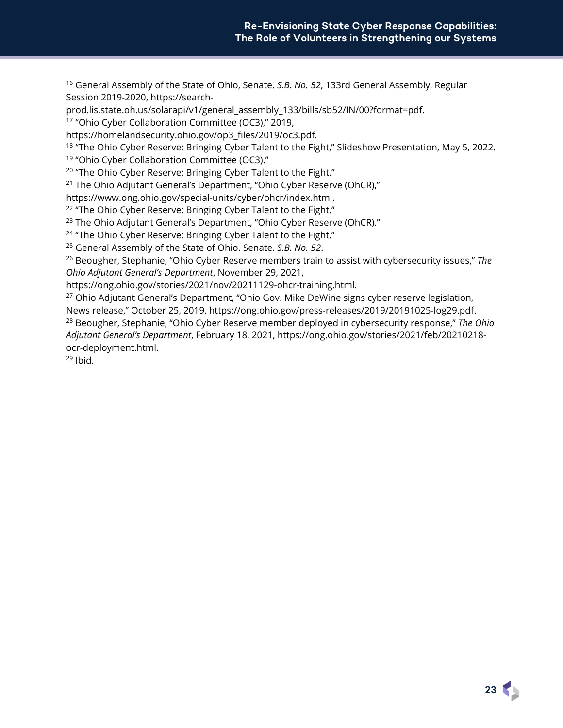[16] General Assembly of the State of Ohio, Senate. *S.B. No. 52*, 133rd General Assembly, Regular Session 2019-2020, https://search-prod.lis.state.oh.us/solarapi/v1/general_assembly_133/bills/sb52/IN/00?format=pdf.

[17] "Ohio Cyber Collaboration Committee (OC3)," 2019, https://homelandsecurity.ohio.gov/op3_files/2019/oc3.pdf.

[18] "The Ohio Cyber Reserve: Bringing Cyber Talent to the Fight," Slideshow Presentation, May 5, 2022.

[19] "Ohio Cyber Collaboration Committee (OC3)."

[20] "The Ohio Cyber Reserve: Bringing Cyber Talent to the Fight."

[21] The Ohio Adjutant General's Department, "Ohio Cyber Reserve (OhCR)," https://www.ong.ohio.gov/special-units/cyber/ohcr/index.html.

[22] "The Ohio Cyber Reserve: Bringing Cyber Talent to the Fight."

[23] The Ohio Adjutant General's Department, "Ohio Cyber Reserve (OhCR)."

[24] "The Ohio Cyber Reserve: Bringing Cyber Talent to the Fight."

[25] General Assembly of the State of Ohio. Senate. *S.B. No. 52*.

[26] Beougher, Stephanie, "Ohio Cyber Reserve members train to assist with cybersecurity issues," *The Ohio Adjutant General's Department*, November 29, 2021, https://ong.ohio.gov/stories/2021/nov/20211129-ohcr-training.html.

[27] Ohio Adjutant General's Department, "Ohio Gov. Mike DeWine signs cyber reserve legislation, News release," October 25, 2019, https://ong.ohio.gov/press-releases/2019/20191025-log29.pdf.

[28] Beougher, Stephanie, "Ohio Cyber Reserve member deployed in cybersecurity response," *The Ohio Adjutant General's Department*, February 18, 2021, https://ong.ohio.gov/stories/2021/feb/20210218-ocr-deployment.html.

[29] Ibid.